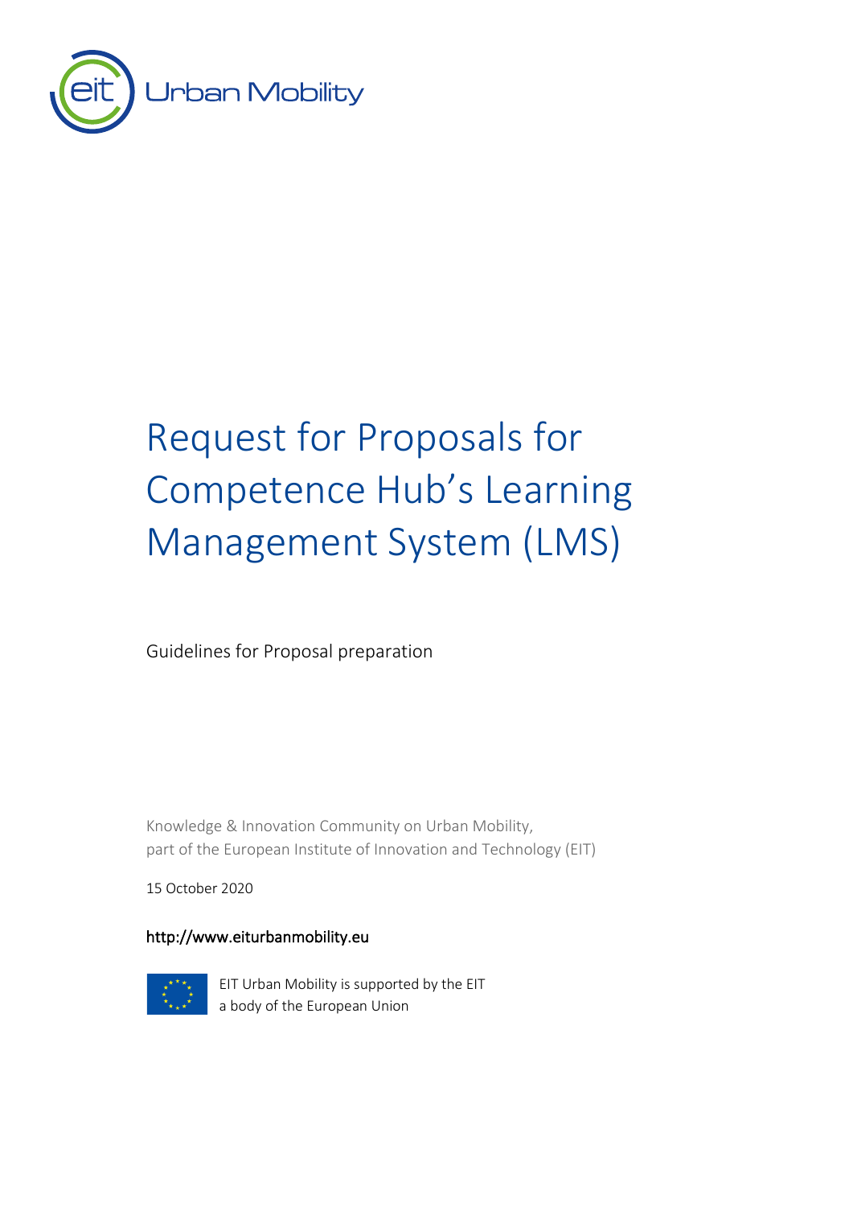EIT Urban Mobility

# Request for Proposals for Competence Hub's Learning Management System (LMS)

Guidelines for Proposal preparation

Knowledge & Innovation Community on Urban Mobility,
part of the European Institute of Innovation and Technology (EIT)

15 October 2020

http://www.eiturbanmobility.eu

EIT Urban Mobility is supported by the EIT
a body of the European Union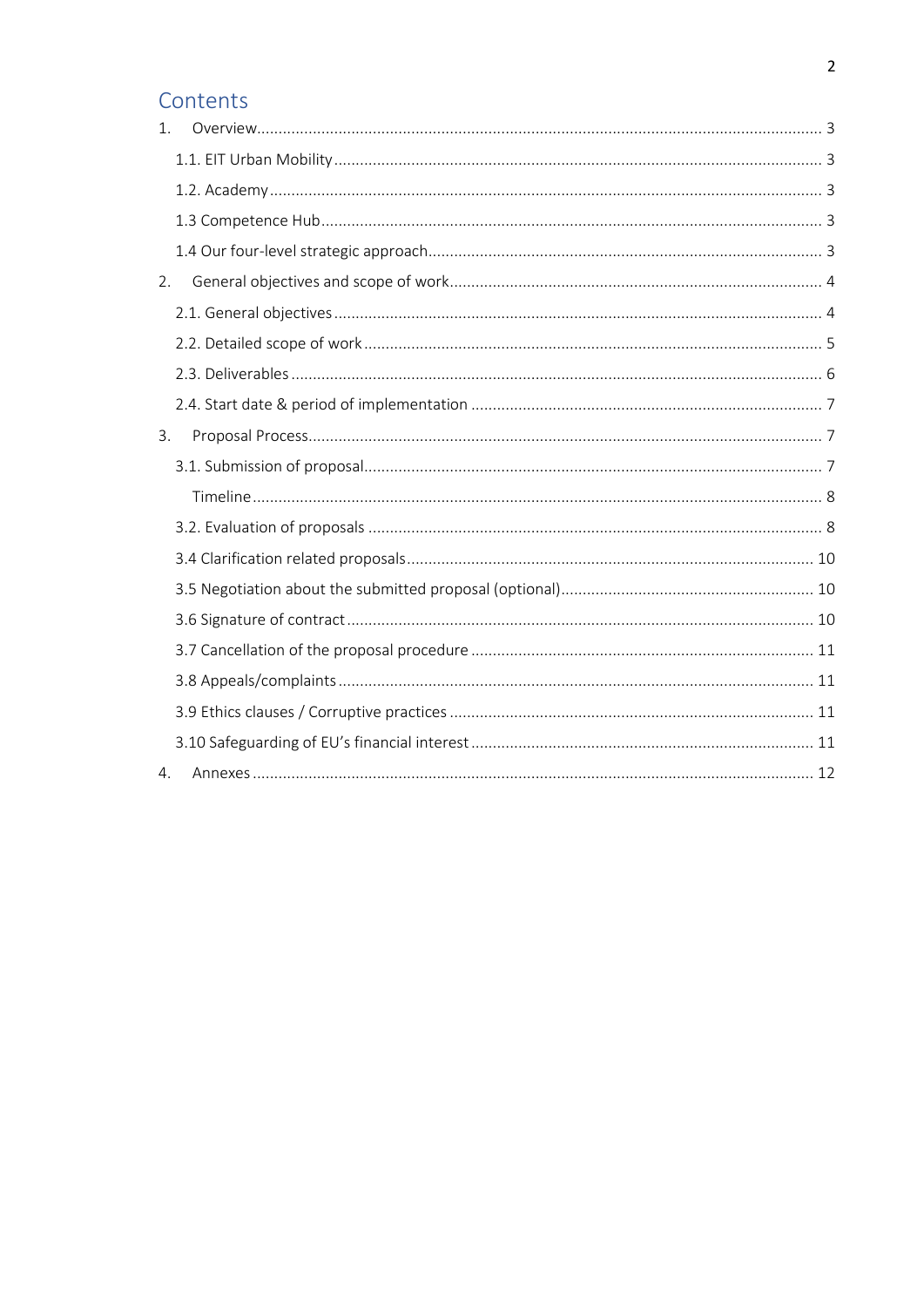# Contents

1. Overview ... 3
   - 1.1. EIT Urban Mobility ... 3
   - 1.2. Academy ... 3
   - 1.3 Competence Hub ... 3
   - 1.4 Our four-level strategic approach ... 3
2. General objectives and scope of work ... 4
   - 2.1. General objectives ... 4
   - 2.2. Detailed scope of work ... 5
   - 2.3. Deliverables ... 6
   - 2.4. Start date & period of implementation ... 7
3. Proposal Process ... 7
   - 3.1. Submission of proposal ... 7
     - Timeline ... 8
   - 3.2. Evaluation of proposals ... 8
   - 3.4 Clarification related proposals ... 10
   - 3.5 Negotiation about the submitted proposal (optional) ... 10
   - 3.6 Signature of contract ... 10
   - 3.7 Cancellation of the proposal procedure ... 11
   - 3.8 Appeals/complaints ... 11
   - 3.9 Ethics clauses / Corruptive practices ... 11
   - 3.10 Safeguarding of EU's financial interest ... 11
4. Annexes ... 12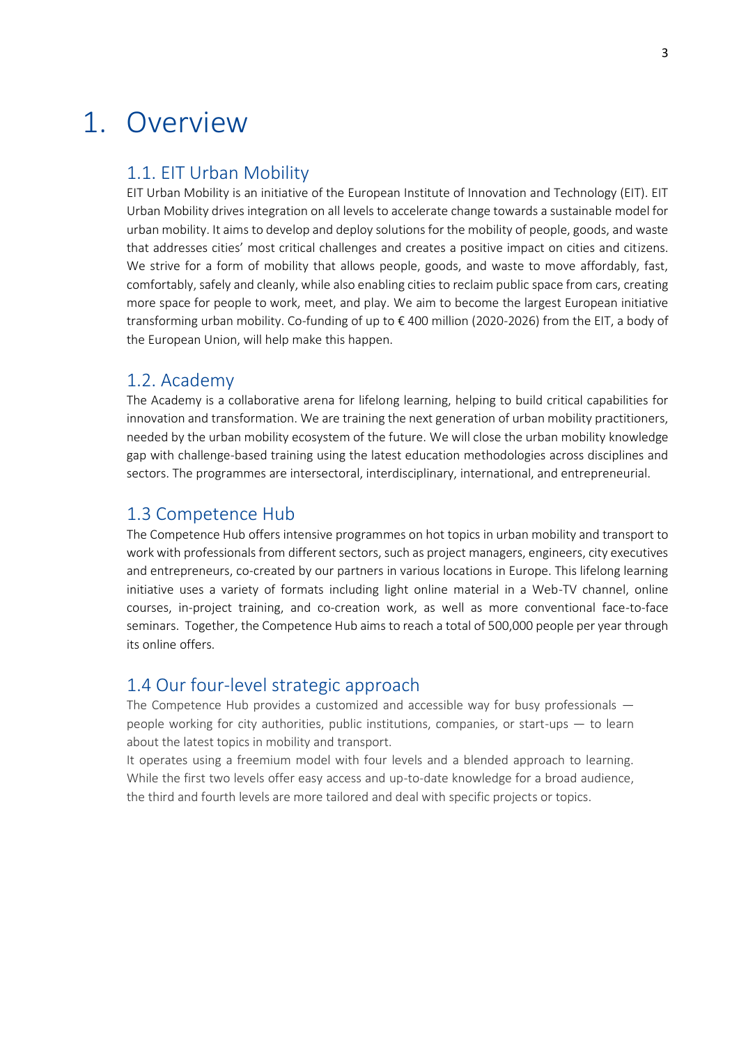# 1. Overview

## 1.1. EIT Urban Mobility

EIT Urban Mobility is an initiative of the European Institute of Innovation and Technology (EIT). EIT Urban Mobility drives integration on all levels to accelerate change towards a sustainable model for urban mobility. It aims to develop and deploy solutions for the mobility of people, goods, and waste that addresses cities' most critical challenges and creates a positive impact on cities and citizens. We strive for a form of mobility that allows people, goods, and waste to move affordably, fast, comfortably, safely and cleanly, while also enabling cities to reclaim public space from cars, creating more space for people to work, meet, and play. We aim to become the largest European initiative transforming urban mobility. Co-funding of up to € 400 million (2020-2026) from the EIT, a body of the European Union, will help make this happen.

## 1.2. Academy

The Academy is a collaborative arena for lifelong learning, helping to build critical capabilities for innovation and transformation. We are training the next generation of urban mobility practitioners, needed by the urban mobility ecosystem of the future. We will close the urban mobility knowledge gap with challenge-based training using the latest education methodologies across disciplines and sectors. The programmes are intersectoral, interdisciplinary, international, and entrepreneurial.

## 1.3 Competence Hub

The Competence Hub offers intensive programmes on hot topics in urban mobility and transport to work with professionals from different sectors, such as project managers, engineers, city executives and entrepreneurs, co-created by our partners in various locations in Europe. This lifelong learning initiative uses a variety of formats including light online material in a Web-TV channel, online courses, in-project training, and co-creation work, as well as more conventional face-to-face seminars. Together, the Competence Hub aims to reach a total of 500,000 people per year through its online offers.

## 1.4 Our four-level strategic approach

The Competence Hub provides a customized and accessible way for busy professionals — people working for city authorities, public institutions, companies, or start-ups — to learn about the latest topics in mobility and transport.

It operates using a freemium model with four levels and a blended approach to learning. While the first two levels offer easy access and up-to-date knowledge for a broad audience, the third and fourth levels are more tailored and deal with specific projects or topics.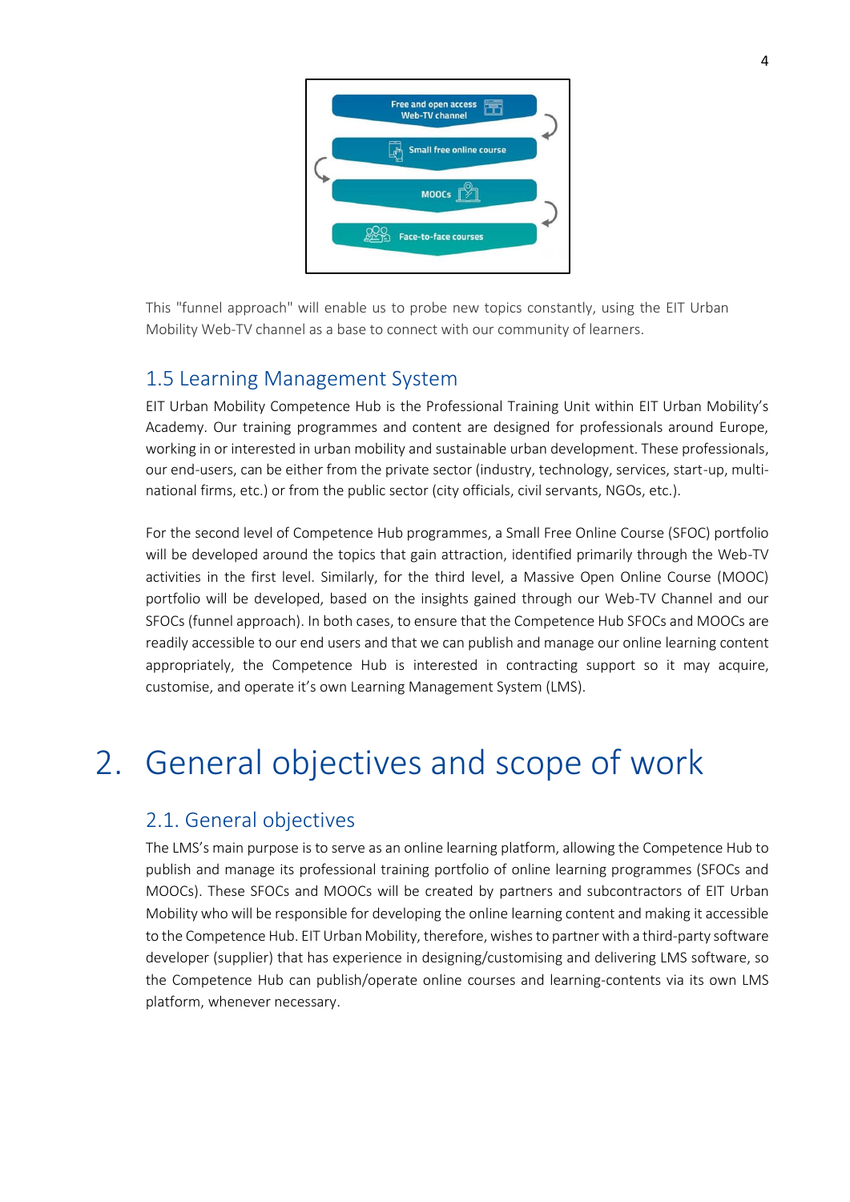Free and open access Web-TV channel

Small free online course

MOOCs

Face-to-face courses

This "funnel approach" will enable us to probe new topics constantly, using the EIT Urban Mobility Web-TV channel as a base to connect with our community of learners.

## 1.5 Learning Management System

EIT Urban Mobility Competence Hub is the Professional Training Unit within EIT Urban Mobility's Academy. Our training programmes and content are designed for professionals around Europe, working in or interested in urban mobility and sustainable urban development. These professionals, our end-users, can be either from the private sector (industry, technology, services, start-up, multi-national firms, etc.) or from the public sector (city officials, civil servants, NGOs, etc.).

For the second level of Competence Hub programmes, a Small Free Online Course (SFOC) portfolio will be developed around the topics that gain attraction, identified primarily through the Web-TV activities in the first level. Similarly, for the third level, a Massive Open Online Course (MOOC) portfolio will be developed, based on the insights gained through our Web-TV Channel and our SFOCs (funnel approach). In both cases, to ensure that the Competence Hub SFOCs and MOOCs are readily accessible to our end users and that we can publish and manage our online learning content appropriately, the Competence Hub is interested in contracting support so it may acquire, customise, and operate it's own Learning Management System (LMS).

# 2. General objectives and scope of work

## 2.1. General objectives

The LMS's main purpose is to serve as an online learning platform, allowing the Competence Hub to publish and manage its professional training portfolio of online learning programmes (SFOCs and MOOCs). These SFOCs and MOOCs will be created by partners and subcontractors of EIT Urban Mobility who will be responsible for developing the online learning content and making it accessible to the Competence Hub. EIT Urban Mobility, therefore, wishes to partner with a third-party software developer (supplier) that has experience in designing/customising and delivering LMS software, so the Competence Hub can publish/operate online courses and learning-contents via its own LMS platform, whenever necessary.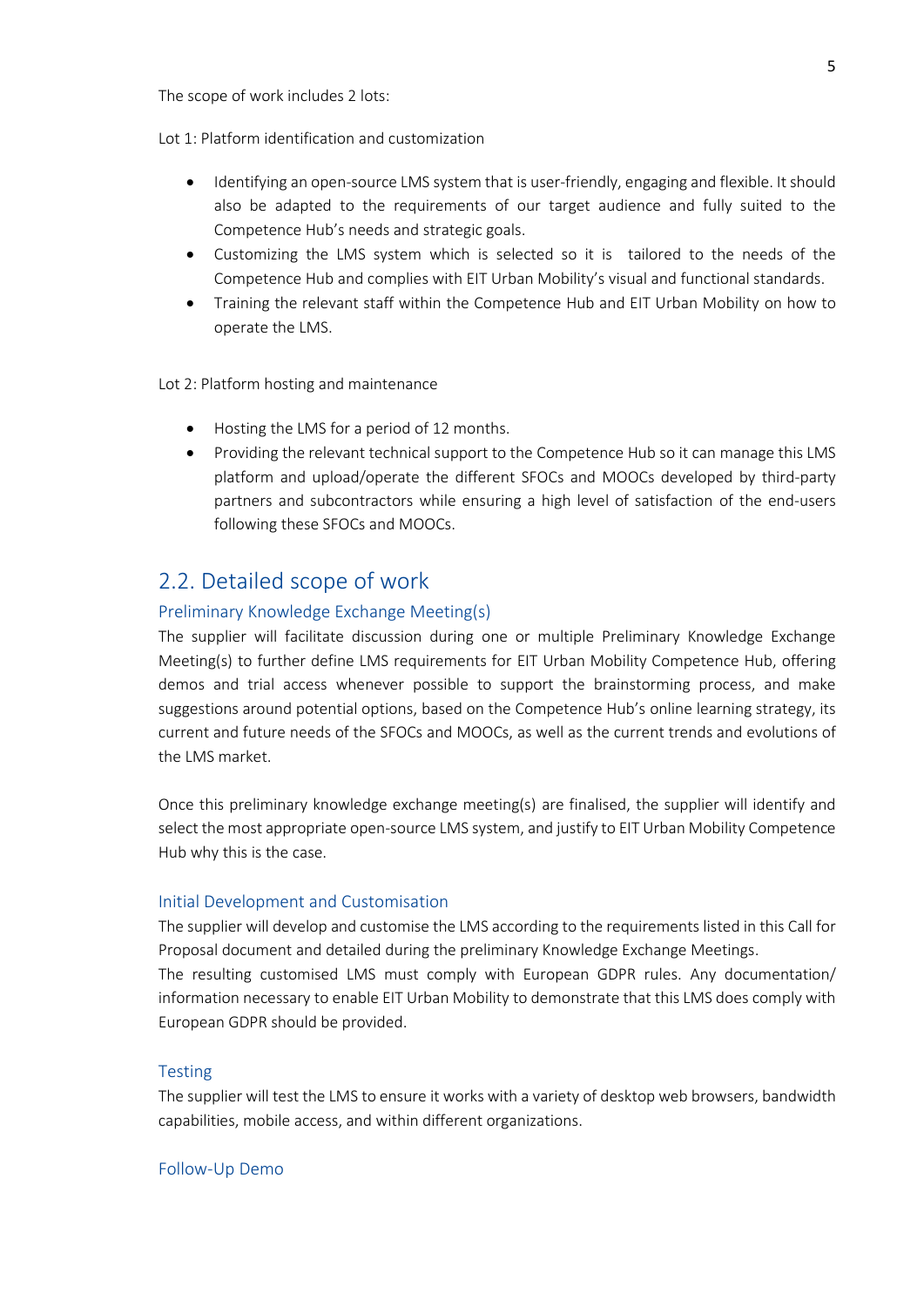The scope of work includes 2 lots:

Lot 1: Platform identification and customization

- Identifying an open-source LMS system that is user-friendly, engaging and flexible. It should also be adapted to the requirements of our target audience and fully suited to the Competence Hub's needs and strategic goals.
- Customizing the LMS system which is selected so it is tailored to the needs of the Competence Hub and complies with EIT Urban Mobility's visual and functional standards.
- Training the relevant staff within the Competence Hub and EIT Urban Mobility on how to operate the LMS.

Lot 2: Platform hosting and maintenance

- Hosting the LMS for a period of 12 months.
- Providing the relevant technical support to the Competence Hub so it can manage this LMS platform and upload/operate the different SFOCs and MOOCs developed by third-party partners and subcontractors while ensuring a high level of satisfaction of the end-users following these SFOCs and MOOCs.

## 2.2. Detailed scope of work

### Preliminary Knowledge Exchange Meeting(s)

The supplier will facilitate discussion during one or multiple Preliminary Knowledge Exchange Meeting(s) to further define LMS requirements for EIT Urban Mobility Competence Hub, offering demos and trial access whenever possible to support the brainstorming process, and make suggestions around potential options, based on the Competence Hub's online learning strategy, its current and future needs of the SFOCs and MOOCs, as well as the current trends and evolutions of the LMS market.

Once this preliminary knowledge exchange meeting(s) are finalised, the supplier will identify and select the most appropriate open-source LMS system, and justify to EIT Urban Mobility Competence Hub why this is the case.

### Initial Development and Customisation

The supplier will develop and customise the LMS according to the requirements listed in this Call for Proposal document and detailed during the preliminary Knowledge Exchange Meetings.
The resulting customised LMS must comply with European GDPR rules. Any documentation/ information necessary to enable EIT Urban Mobility to demonstrate that this LMS does comply with European GDPR should be provided.

### Testing

The supplier will test the LMS to ensure it works with a variety of desktop web browsers, bandwidth capabilities, mobile access, and within different organizations.

### Follow-Up Demo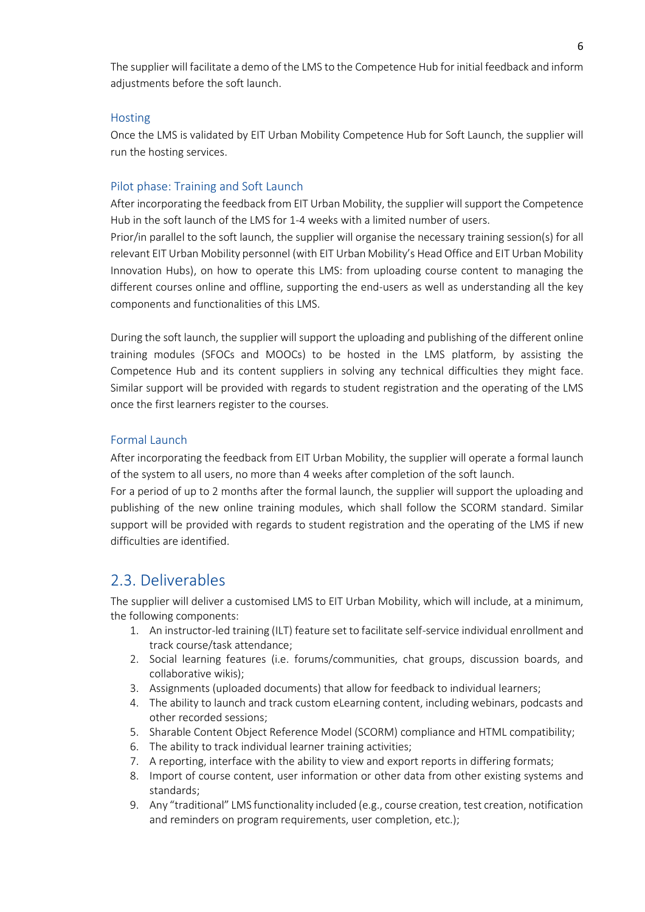The supplier will facilitate a demo of the LMS to the Competence Hub for initial feedback and inform adjustments before the soft launch.

### Hosting

Once the LMS is validated by EIT Urban Mobility Competence Hub for Soft Launch, the supplier will run the hosting services.

### Pilot phase: Training and Soft Launch

After incorporating the feedback from EIT Urban Mobility, the supplier will support the Competence Hub in the soft launch of the LMS for 1-4 weeks with a limited number of users.
Prior/in parallel to the soft launch, the supplier will organise the necessary training session(s) for all relevant EIT Urban Mobility personnel (with EIT Urban Mobility's Head Office and EIT Urban Mobility Innovation Hubs), on how to operate this LMS: from uploading course content to managing the different courses online and offline, supporting the end-users as well as understanding all the key components and functionalities of this LMS.

During the soft launch, the supplier will support the uploading and publishing of the different online training modules (SFOCs and MOOCs) to be hosted in the LMS platform, by assisting the Competence Hub and its content suppliers in solving any technical difficulties they might face. Similar support will be provided with regards to student registration and the operating of the LMS once the first learners register to the courses.

### Formal Launch

After incorporating the feedback from EIT Urban Mobility, the supplier will operate a formal launch of the system to all users, no more than 4 weeks after completion of the soft launch.
For a period of up to 2 months after the formal launch, the supplier will support the uploading and publishing of the new online training modules, which shall follow the SCORM standard. Similar support will be provided with regards to student registration and the operating of the LMS if new difficulties are identified.

## 2.3. Deliverables

The supplier will deliver a customised LMS to EIT Urban Mobility, which will include, at a minimum, the following components:

1. An instructor-led training (ILT) feature set to facilitate self-service individual enrollment and track course/task attendance;
2. Social learning features (i.e. forums/communities, chat groups, discussion boards, and collaborative wikis);
3. Assignments (uploaded documents) that allow for feedback to individual learners;
4. The ability to launch and track custom eLearning content, including webinars, podcasts and other recorded sessions;
5. Sharable Content Object Reference Model (SCORM) compliance and HTML compatibility;
6. The ability to track individual learner training activities;
7. A reporting, interface with the ability to view and export reports in differing formats;
8. Import of course content, user information or other data from other existing systems and standards;
9. Any "traditional" LMS functionality included (e.g., course creation, test creation, notification and reminders on program requirements, user completion, etc.);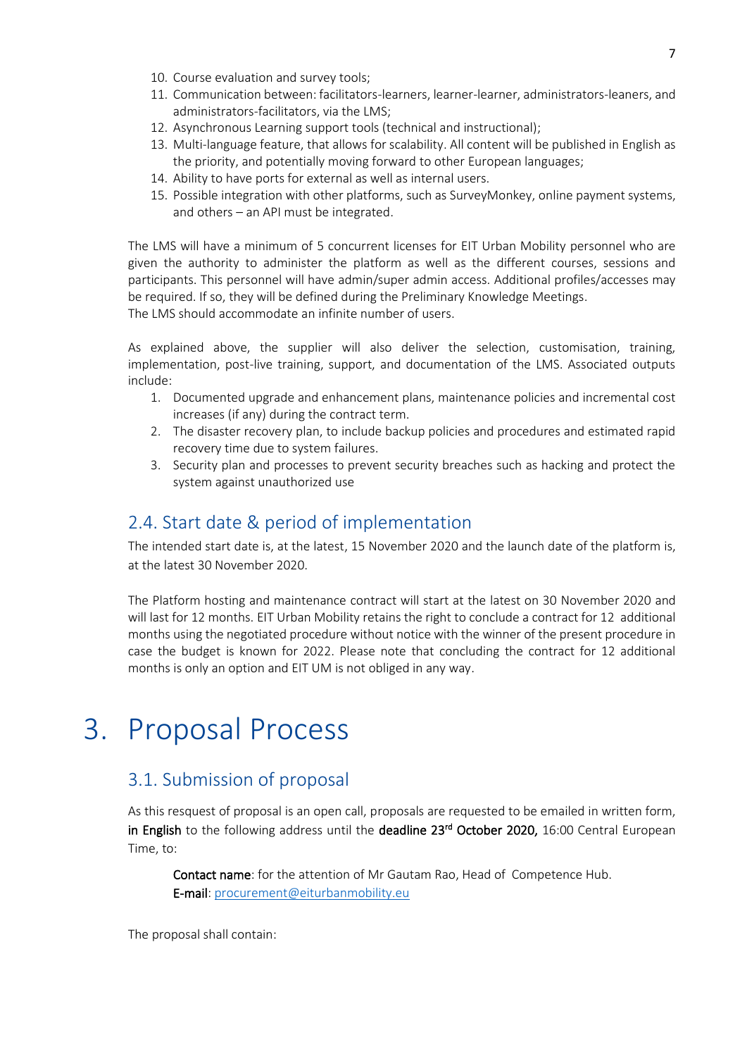10. Course evaluation and survey tools;
11. Communication between: facilitators-learners, learner-learner, administrators-leaners, and administrators-facilitators, via the LMS;
12. Asynchronous Learning support tools (technical and instructional);
13. Multi-language feature, that allows for scalability. All content will be published in English as the priority, and potentially moving forward to other European languages;
14. Ability to have ports for external as well as internal users.
15. Possible integration with other platforms, such as SurveyMonkey, online payment systems, and others – an API must be integrated.

The LMS will have a minimum of 5 concurrent licenses for EIT Urban Mobility personnel who are given the authority to administer the platform as well as the different courses, sessions and participants. This personnel will have admin/super admin access. Additional profiles/accesses may be required. If so, they will be defined during the Preliminary Knowledge Meetings.
The LMS should accommodate an infinite number of users.

As explained above, the supplier will also deliver the selection, customisation, training, implementation, post-live training, support, and documentation of the LMS. Associated outputs include:

1. Documented upgrade and enhancement plans, maintenance policies and incremental cost increases (if any) during the contract term.
2. The disaster recovery plan, to include backup policies and procedures and estimated rapid recovery time due to system failures.
3. Security plan and processes to prevent security breaches such as hacking and protect the system against unauthorized use

## 2.4. Start date & period of implementation

The intended start date is, at the latest, 15 November 2020 and the launch date of the platform is, at the latest 30 November 2020.

The Platform hosting and maintenance contract will start at the latest on 30 November 2020 and will last for 12 months. EIT Urban Mobility retains the right to conclude a contract for 12 additional months using the negotiated procedure without notice with the winner of the present procedure in case the budget is known for 2022. Please note that concluding the contract for 12 additional months is only an option and EIT UM is not obliged in any way.

# 3. Proposal Process

## 3.1. Submission of proposal

As this resquest of proposal is an open call, proposals are requested to be emailed in written form, **in English** to the following address until the **deadline 23rd October 2020,** 16:00 Central European Time, to:

> **Contact name**: for the attention of Mr Gautam Rao, Head of Competence Hub.
> **E-mail**: procurement@eiturbanmobility.eu

The proposal shall contain: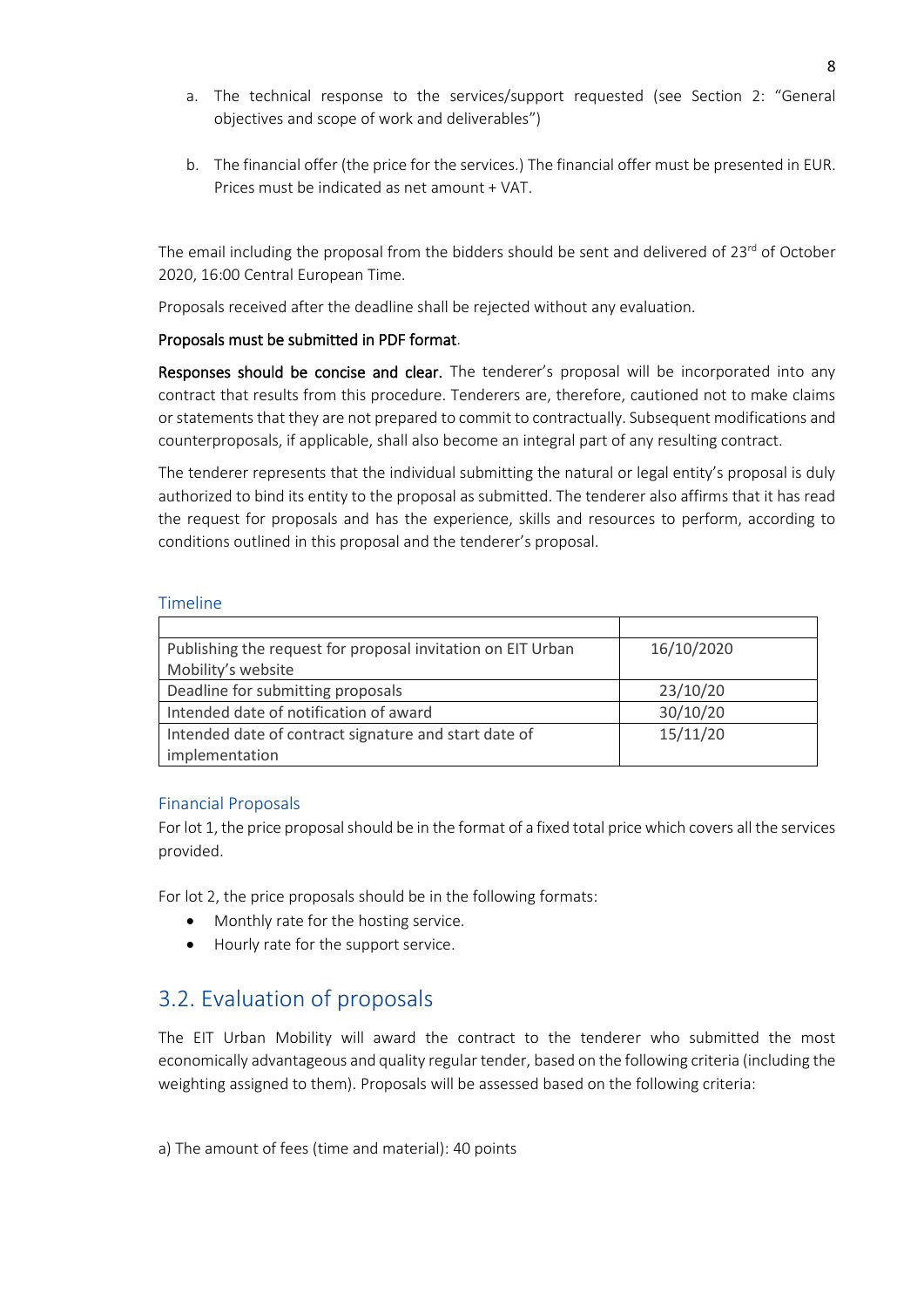a. The technical response to the services/support requested (see Section 2: "General objectives and scope of work and deliverables")

b. The financial offer (the price for the services.) The financial offer must be presented in EUR. Prices must be indicated as net amount + VAT.

The email including the proposal from the bidders should be sent and delivered of 23rd of October 2020, 16:00 Central European Time.

Proposals received after the deadline shall be rejected without any evaluation.

**Proposals must be submitted in PDF format**.

**Responses should be concise and clear.** The tenderer's proposal will be incorporated into any contract that results from this procedure. Tenderers are, therefore, cautioned not to make claims or statements that they are not prepared to commit to contractually. Subsequent modifications and counterproposals, if applicable, shall also become an integral part of any resulting contract.

The tenderer represents that the individual submitting the natural or legal entity's proposal is duly authorized to bind its entity to the proposal as submitted. The tenderer also affirms that it has read the request for proposals and has the experience, skills and resources to perform, according to conditions outlined in this proposal and the tenderer's proposal.

### Timeline

| | |
|---|---|
| Publishing the request for proposal invitation on EIT Urban Mobility's website | 16/10/2020 |
| Deadline for submitting proposals | 23/10/20 |
| Intended date of notification of award | 30/10/20 |
| Intended date of contract signature and start date of implementation | 15/11/20 |

### Financial Proposals

For lot 1, the price proposal should be in the format of a fixed total price which covers all the services provided.

For lot 2, the price proposals should be in the following formats:

- Monthly rate for the hosting service.
- Hourly rate for the support service.

## 3.2. Evaluation of proposals

The EIT Urban Mobility will award the contract to the tenderer who submitted the most economically advantageous and quality regular tender, based on the following criteria (including the weighting assigned to them). Proposals will be assessed based on the following criteria:

a) The amount of fees (time and material): 40 points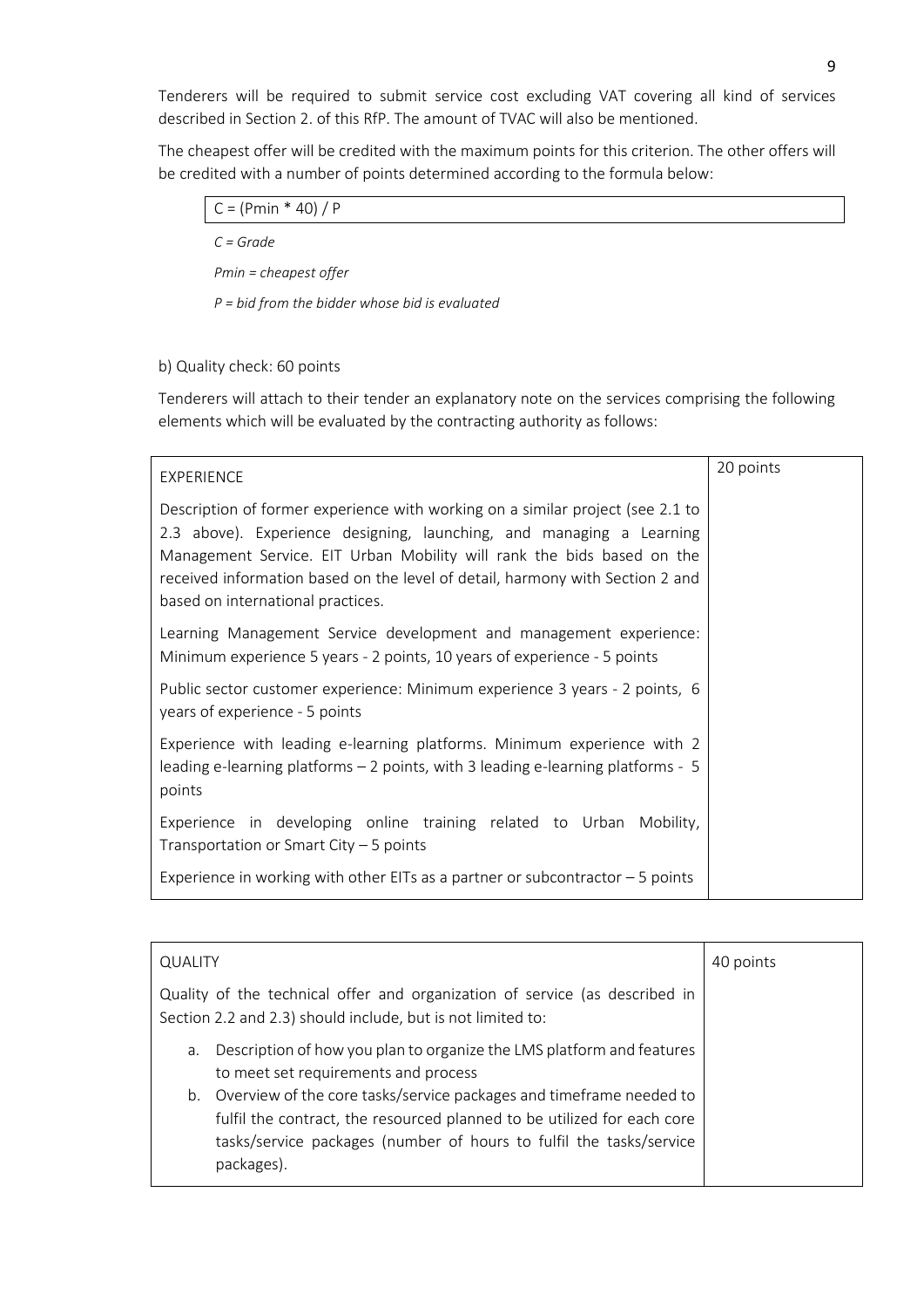Tenderers will be required to submit service cost excluding VAT covering all kind of services described in Section 2. of this RfP. The amount of TVAC will also be mentioned.

The cheapest offer will be credited with the maximum points for this criterion. The other offers will be credited with a number of points determined according to the formula below:

$$C = (Pmin * 40) / P$$

*C = Grade*

*Pmin = cheapest offer*

*P = bid from the bidder whose bid is evaluated*

b) Quality check: 60 points

Tenderers will attach to their tender an explanatory note on the services comprising the following elements which will be evaluated by the contracting authority as follows:

| EXPERIENCE | 20 points |
|---|---|
| Description of former experience with working on a similar project (see 2.1 to 2.3 above). Experience designing, launching, and managing a Learning Management Service. EIT Urban Mobility will rank the bids based on the received information based on the level of detail, harmony with Section 2 and based on international practices.<br><br>Learning Management Service development and management experience: Minimum experience 5 years - 2 points, 10 years of experience - 5 points<br><br>Public sector customer experience: Minimum experience 3 years - 2 points, 6 years of experience - 5 points<br><br>Experience with leading e-learning platforms. Minimum experience with 2 leading e-learning platforms – 2 points, with 3 leading e-learning platforms - 5 points<br><br>Experience in developing online training related to Urban Mobility, Transportation or Smart City – 5 points<br><br>Experience in working with other EITs as a partner or subcontractor – 5 points | |

| QUALITY | 40 points |
|---|---|
| Quality of the technical offer and organization of service (as described in Section 2.2 and 2.3) should include, but is not limited to:<br><br>a. Description of how you plan to organize the LMS platform and features to meet set requirements and process<br>b. Overview of the core tasks/service packages and timeframe needed to fulfil the contract, the resourced planned to be utilized for each core tasks/service packages (number of hours to fulfil the tasks/service packages). | |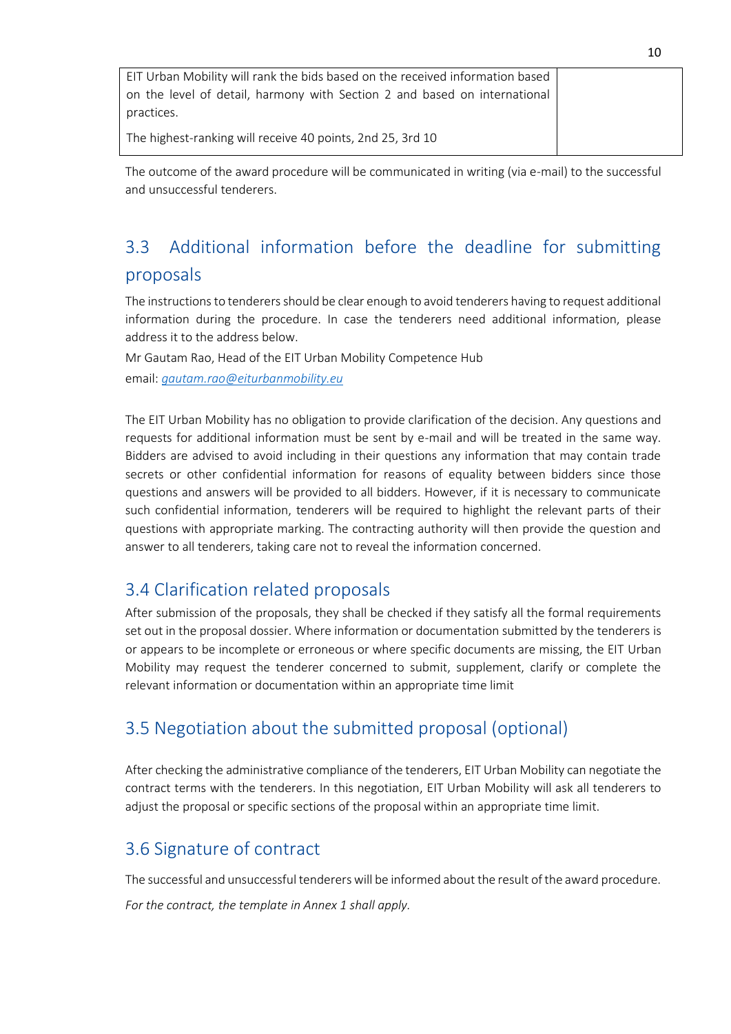| EIT Urban Mobility will rank the bids based on the received information based on the level of detail, harmony with Section 2 and based on international practices.<br><br>The highest-ranking will receive 40 points, 2nd 25, 3rd 10 | |
|---|---|

The outcome of the award procedure will be communicated in writing (via e-mail) to the successful and unsuccessful tenderers.

## 3.3 Additional information before the deadline for submitting proposals

The instructions to tenderers should be clear enough to avoid tenderers having to request additional information during the procedure. In case the tenderers need additional information, please address it to the address below.

Mr Gautam Rao, Head of the EIT Urban Mobility Competence Hub

email: *gautam.rao@eiturbanmobility.eu*

The EIT Urban Mobility has no obligation to provide clarification of the decision. Any questions and requests for additional information must be sent by e-mail and will be treated in the same way. Bidders are advised to avoid including in their questions any information that may contain trade secrets or other confidential information for reasons of equality between bidders since those questions and answers will be provided to all bidders. However, if it is necessary to communicate such confidential information, tenderers will be required to highlight the relevant parts of their questions with appropriate marking. The contracting authority will then provide the question and answer to all tenderers, taking care not to reveal the information concerned.

## 3.4 Clarification related proposals

After submission of the proposals, they shall be checked if they satisfy all the formal requirements set out in the proposal dossier. Where information or documentation submitted by the tenderers is or appears to be incomplete or erroneous or where specific documents are missing, the EIT Urban Mobility may request the tenderer concerned to submit, supplement, clarify or complete the relevant information or documentation within an appropriate time limit

## 3.5 Negotiation about the submitted proposal (optional)

After checking the administrative compliance of the tenderers, EIT Urban Mobility can negotiate the contract terms with the tenderers. In this negotiation, EIT Urban Mobility will ask all tenderers to adjust the proposal or specific sections of the proposal within an appropriate time limit.

## 3.6 Signature of contract

The successful and unsuccessful tenderers will be informed about the result of the award procedure.

*For the contract, the template in Annex 1 shall apply.*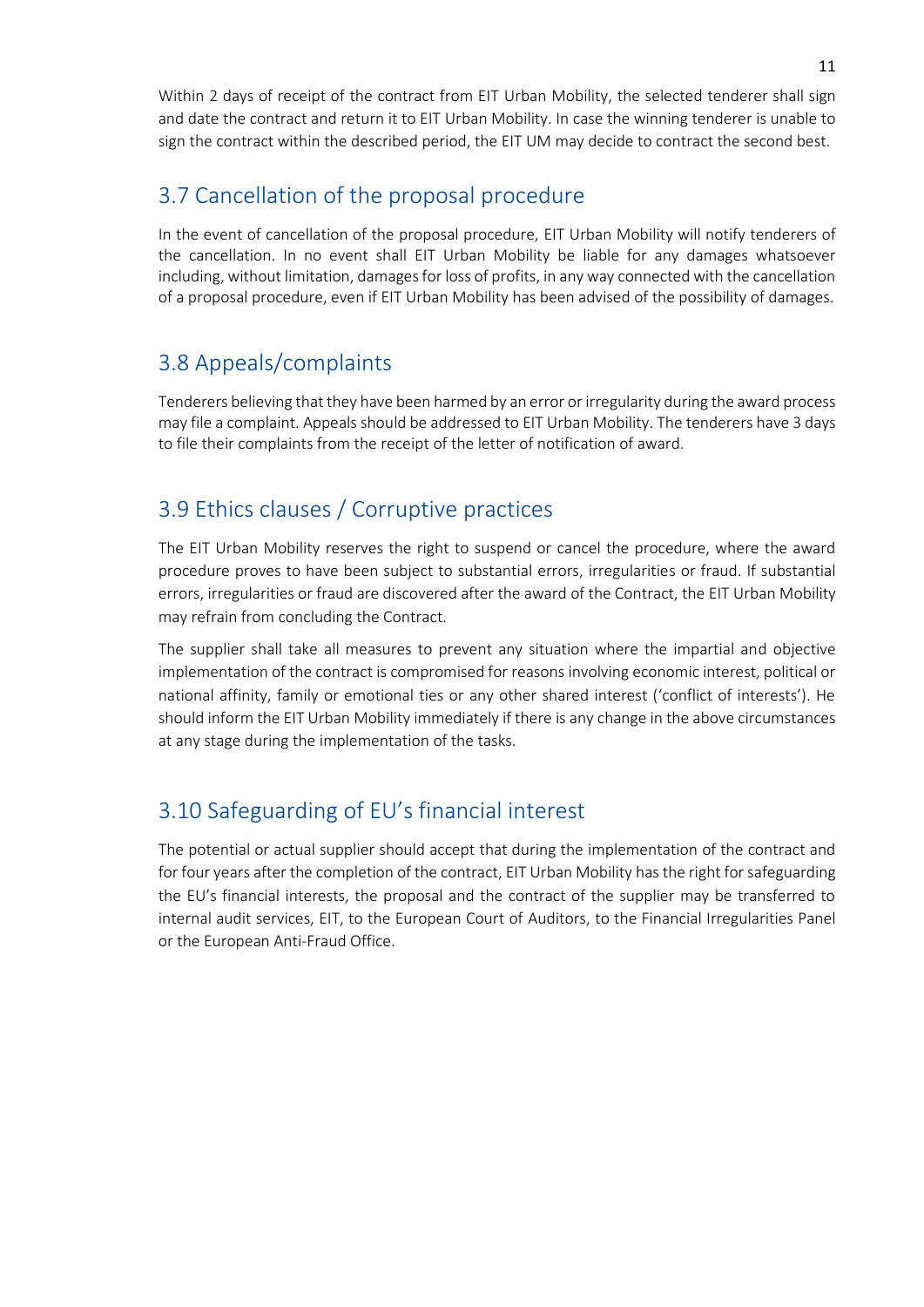Within 2 days of receipt of the contract from EIT Urban Mobility, the selected tenderer shall sign and date the contract and return it to EIT Urban Mobility. In case the winning tenderer is unable to sign the contract within the described period, the EIT UM may decide to contract the second best.

## 3.7 Cancellation of the proposal procedure

In the event of cancellation of the proposal procedure, EIT Urban Mobility will notify tenderers of the cancellation. In no event shall EIT Urban Mobility be liable for any damages whatsoever including, without limitation, damages for loss of profits, in any way connected with the cancellation of a proposal procedure, even if EIT Urban Mobility has been advised of the possibility of damages.

## 3.8 Appeals/complaints

Tenderers believing that they have been harmed by an error or irregularity during the award process may file a complaint. Appeals should be addressed to EIT Urban Mobility. The tenderers have 3 days to file their complaints from the receipt of the letter of notification of award.

## 3.9 Ethics clauses / Corruptive practices

The EIT Urban Mobility reserves the right to suspend or cancel the procedure, where the award procedure proves to have been subject to substantial errors, irregularities or fraud. If substantial errors, irregularities or fraud are discovered after the award of the Contract, the EIT Urban Mobility may refrain from concluding the Contract.

The supplier shall take all measures to prevent any situation where the impartial and objective implementation of the contract is compromised for reasons involving economic interest, political or national affinity, family or emotional ties or any other shared interest ('conflict of interests'). He should inform the EIT Urban Mobility immediately if there is any change in the above circumstances at any stage during the implementation of the tasks.

## 3.10 Safeguarding of EU's financial interest

The potential or actual supplier should accept that during the implementation of the contract and for four years after the completion of the contract, EIT Urban Mobility has the right for safeguarding the EU's financial interests, the proposal and the contract of the supplier may be transferred to internal audit services, EIT, to the European Court of Auditors, to the Financial Irregularities Panel or the European Anti-Fraud Office.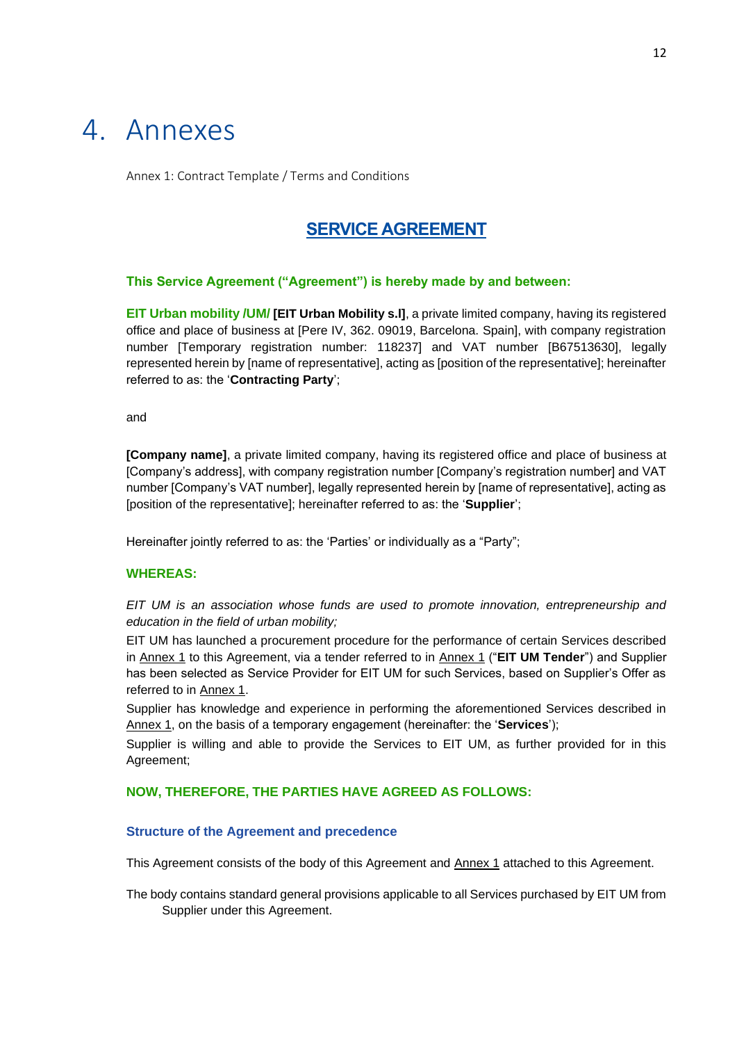# 4. Annexes

Annex 1: Contract Template / Terms and Conditions

## SERVICE AGREEMENT

**This Service Agreement ("Agreement") is hereby made by and between:**

**EIT Urban mobility /UM/ [EIT Urban Mobility s.l]**, a private limited company, having its registered office and place of business at [Pere IV, 362. 09019, Barcelona. Spain], with company registration number [Temporary registration number: 118237] and VAT number [B67513630], legally represented herein by [name of representative], acting as [position of the representative]; hereinafter referred to as: the '**Contracting Party**';

and

**[Company name]**, a private limited company, having its registered office and place of business at [Company's address], with company registration number [Company's registration number] and VAT number [Company's VAT number], legally represented herein by [name of representative], acting as [position of the representative]; hereinafter referred to as: the '**Supplier**';

Hereinafter jointly referred to as: the 'Parties' or individually as a "Party";

**WHEREAS:**

*EIT UM is an association whose funds are used to promote innovation, entrepreneurship and education in the field of urban mobility;*

EIT UM has launched a procurement procedure for the performance of certain Services described in Annex 1 to this Agreement, via a tender referred to in Annex 1 ("**EIT UM Tender**") and Supplier has been selected as Service Provider for EIT UM for such Services, based on Supplier's Offer as referred to in Annex 1.

Supplier has knowledge and experience in performing the aforementioned Services described in Annex 1, on the basis of a temporary engagement (hereinafter: the '**Services**');

Supplier is willing and able to provide the Services to EIT UM, as further provided for in this Agreement;

**NOW, THEREFORE, THE PARTIES HAVE AGREED AS FOLLOWS:**

### Structure of the Agreement and precedence

This Agreement consists of the body of this Agreement and Annex 1 attached to this Agreement.

The body contains standard general provisions applicable to all Services purchased by EIT UM from Supplier under this Agreement.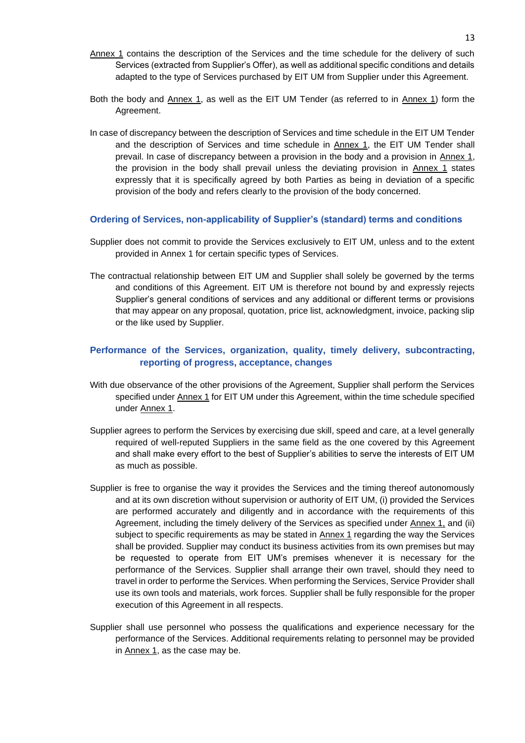Annex 1 contains the description of the Services and the time schedule for the delivery of such Services (extracted from Supplier's Offer), as well as additional specific conditions and details adapted to the type of Services purchased by EIT UM from Supplier under this Agreement.

Both the body and Annex 1, as well as the EIT UM Tender (as referred to in Annex 1) form the Agreement.

In case of discrepancy between the description of Services and time schedule in the EIT UM Tender and the description of Services and time schedule in Annex 1, the EIT UM Tender shall prevail. In case of discrepancy between a provision in the body and a provision in Annex 1, the provision in the body shall prevail unless the deviating provision in Annex 1 states expressly that it is specifically agreed by both Parties as being in deviation of a specific provision of the body and refers clearly to the provision of the body concerned.

## Ordering of Services, non-applicability of Supplier's (standard) terms and conditions

Supplier does not commit to provide the Services exclusively to EIT UM, unless and to the extent provided in Annex 1 for certain specific types of Services.

The contractual relationship between EIT UM and Supplier shall solely be governed by the terms and conditions of this Agreement. EIT UM is therefore not bound by and expressly rejects Supplier's general conditions of services and any additional or different terms or provisions that may appear on any proposal, quotation, price list, acknowledgment, invoice, packing slip or the like used by Supplier.

## Performance of the Services, organization, quality, timely delivery, subcontracting, reporting of progress, acceptance, changes

With due observance of the other provisions of the Agreement, Supplier shall perform the Services specified under Annex 1 for EIT UM under this Agreement, within the time schedule specified under Annex 1.

Supplier agrees to perform the Services by exercising due skill, speed and care, at a level generally required of well-reputed Suppliers in the same field as the one covered by this Agreement and shall make every effort to the best of Supplier's abilities to serve the interests of EIT UM as much as possible.

Supplier is free to organise the way it provides the Services and the timing thereof autonomously and at its own discretion without supervision or authority of EIT UM, (i) provided the Services are performed accurately and diligently and in accordance with the requirements of this Agreement, including the timely delivery of the Services as specified under Annex 1, and (ii) subject to specific requirements as may be stated in Annex 1 regarding the way the Services shall be provided. Supplier may conduct its business activities from its own premises but may be requested to operate from EIT UM's premises whenever it is necessary for the performance of the Services. Supplier shall arrange their own travel, should they need to travel in order to performe the Services. When performing the Services, Service Provider shall use its own tools and materials, work forces. Supplier shall be fully responsible for the proper execution of this Agreement in all respects.

Supplier shall use personnel who possess the qualifications and experience necessary for the performance of the Services. Additional requirements relating to personnel may be provided in Annex 1, as the case may be.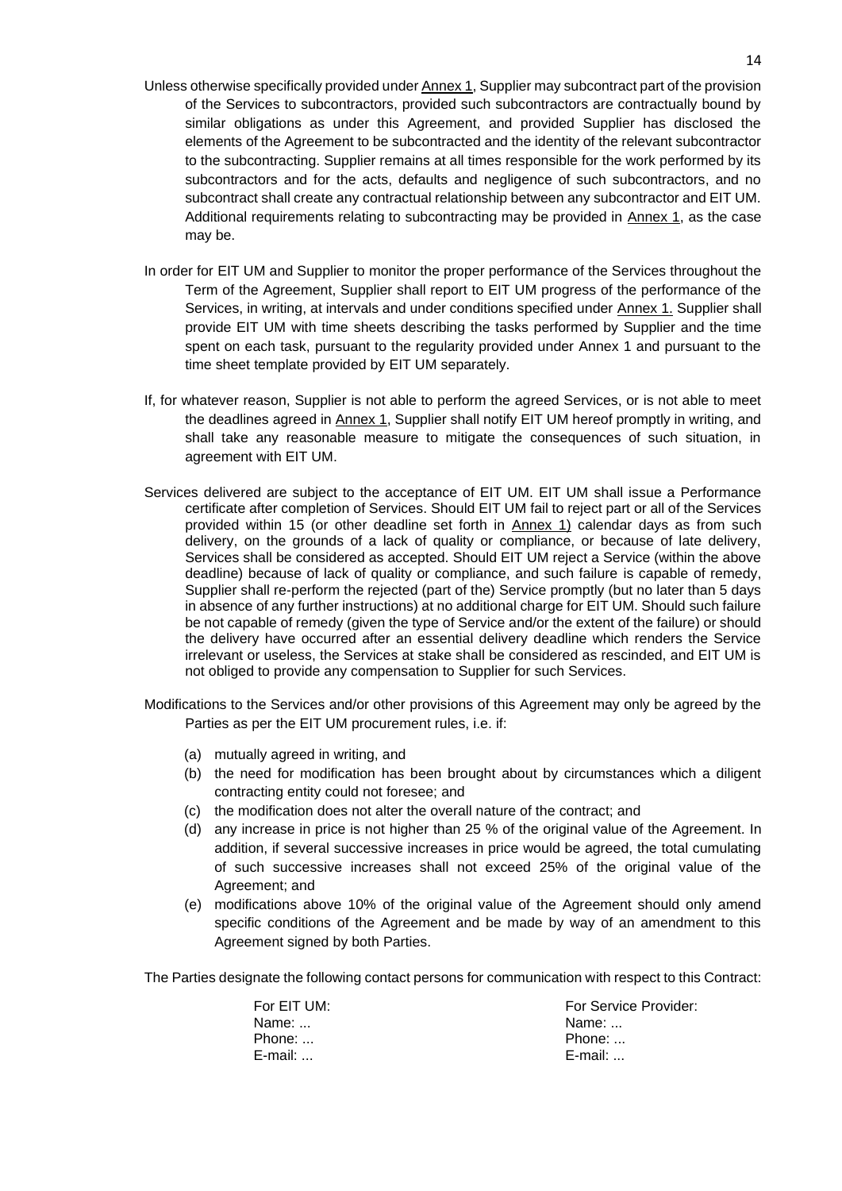Unless otherwise specifically provided under Annex 1, Supplier may subcontract part of the provision of the Services to subcontractors, provided such subcontractors are contractually bound by similar obligations as under this Agreement, and provided Supplier has disclosed the elements of the Agreement to be subcontracted and the identity of the relevant subcontractor to the subcontracting. Supplier remains at all times responsible for the work performed by its subcontractors and for the acts, defaults and negligence of such subcontractors, and no subcontract shall create any contractual relationship between any subcontractor and EIT UM. Additional requirements relating to subcontracting may be provided in Annex 1, as the case may be.

In order for EIT UM and Supplier to monitor the proper performance of the Services throughout the Term of the Agreement, Supplier shall report to EIT UM progress of the performance of the Services, in writing, at intervals and under conditions specified under Annex 1. Supplier shall provide EIT UM with time sheets describing the tasks performed by Supplier and the time spent on each task, pursuant to the regularity provided under Annex 1 and pursuant to the time sheet template provided by EIT UM separately.

If, for whatever reason, Supplier is not able to perform the agreed Services, or is not able to meet the deadlines agreed in Annex 1, Supplier shall notify EIT UM hereof promptly in writing, and shall take any reasonable measure to mitigate the consequences of such situation, in agreement with EIT UM.

Services delivered are subject to the acceptance of EIT UM. EIT UM shall issue a Performance certificate after completion of Services. Should EIT UM fail to reject part or all of the Services provided within 15 (or other deadline set forth in Annex 1) calendar days as from such delivery, on the grounds of a lack of quality or compliance, or because of late delivery, Services shall be considered as accepted. Should EIT UM reject a Service (within the above deadline) because of lack of quality or compliance, and such failure is capable of remedy, Supplier shall re-perform the rejected (part of the) Service promptly (but no later than 5 days in absence of any further instructions) at no additional charge for EIT UM. Should such failure be not capable of remedy (given the type of Service and/or the extent of the failure) or should the delivery have occurred after an essential delivery deadline which renders the Service irrelevant or useless, the Services at stake shall be considered as rescinded, and EIT UM is not obliged to provide any compensation to Supplier for such Services.

Modifications to the Services and/or other provisions of this Agreement may only be agreed by the Parties as per the EIT UM procurement rules, i.e. if:

(a) mutually agreed in writing, and
(b) the need for modification has been brought about by circumstances which a diligent contracting entity could not foresee; and
(c) the modification does not alter the overall nature of the contract; and
(d) any increase in price is not higher than 25 % of the original value of the Agreement. In addition, if several successive increases in price would be agreed, the total cumulating of such successive increases shall not exceed 25% of the original value of the Agreement; and
(e) modifications above 10% of the original value of the Agreement should only amend specific conditions of the Agreement and be made by way of an amendment to this Agreement signed by both Parties.

The Parties designate the following contact persons for communication with respect to this Contract:

| For EIT UM: | For Service Provider: |
|---|---|
| Name: ... | Name: ... |
| Phone: ... | Phone: ... |
| E-mail: ... | E-mail: ... |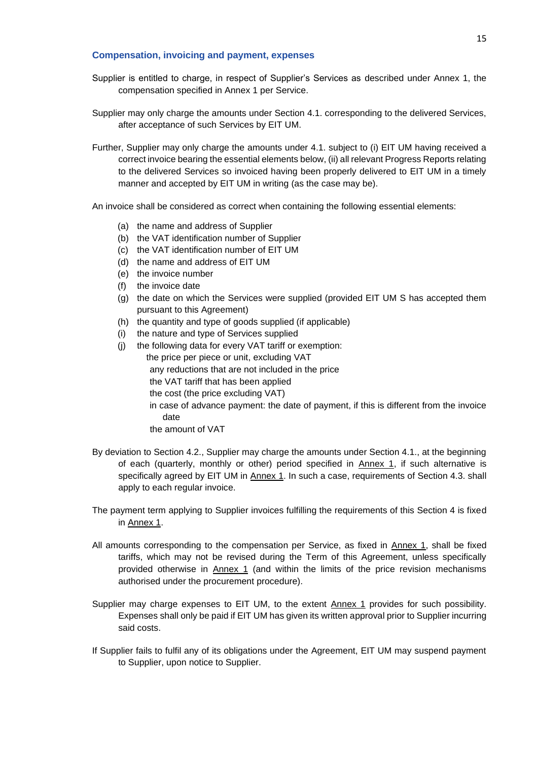### Compensation, invoicing and payment, expenses

Supplier is entitled to charge, in respect of Supplier's Services as described under Annex 1, the compensation specified in Annex 1 per Service.

Supplier may only charge the amounts under Section 4.1. corresponding to the delivered Services, after acceptance of such Services by EIT UM.

Further, Supplier may only charge the amounts under 4.1. subject to (i) EIT UM having received a correct invoice bearing the essential elements below, (ii) all relevant Progress Reports relating to the delivered Services so invoiced having been properly delivered to EIT UM in a timely manner and accepted by EIT UM in writing (as the case may be).

An invoice shall be considered as correct when containing the following essential elements:

(a) the name and address of Supplier
(b) the VAT identification number of Supplier
(c) the VAT identification number of EIT UM
(d) the name and address of EIT UM
(e) the invoice number
(f) the invoice date
(g) the date on which the Services were supplied (provided EIT UM S has accepted them pursuant to this Agreement)
(h) the quantity and type of goods supplied (if applicable)
(i) the nature and type of Services supplied
(j) the following data for every VAT tariff or exemption:
    - the price per piece or unit, excluding VAT
    - any reductions that are not included in the price
    - the VAT tariff that has been applied
    - the cost (the price excluding VAT)
    - in case of advance payment: the date of payment, if this is different from the invoice date
    - the amount of VAT

By deviation to Section 4.2., Supplier may charge the amounts under Section 4.1., at the beginning of each (quarterly, monthly or other) period specified in Annex 1, if such alternative is specifically agreed by EIT UM in Annex 1. In such a case, requirements of Section 4.3. shall apply to each regular invoice.

The payment term applying to Supplier invoices fulfilling the requirements of this Section 4 is fixed in Annex 1.

All amounts corresponding to the compensation per Service, as fixed in Annex 1, shall be fixed tariffs, which may not be revised during the Term of this Agreement, unless specifically provided otherwise in Annex 1 (and within the limits of the price revision mechanisms authorised under the procurement procedure).

Supplier may charge expenses to EIT UM, to the extent Annex 1 provides for such possibility. Expenses shall only be paid if EIT UM has given its written approval prior to Supplier incurring said costs.

If Supplier fails to fulfil any of its obligations under the Agreement, EIT UM may suspend payment to Supplier, upon notice to Supplier.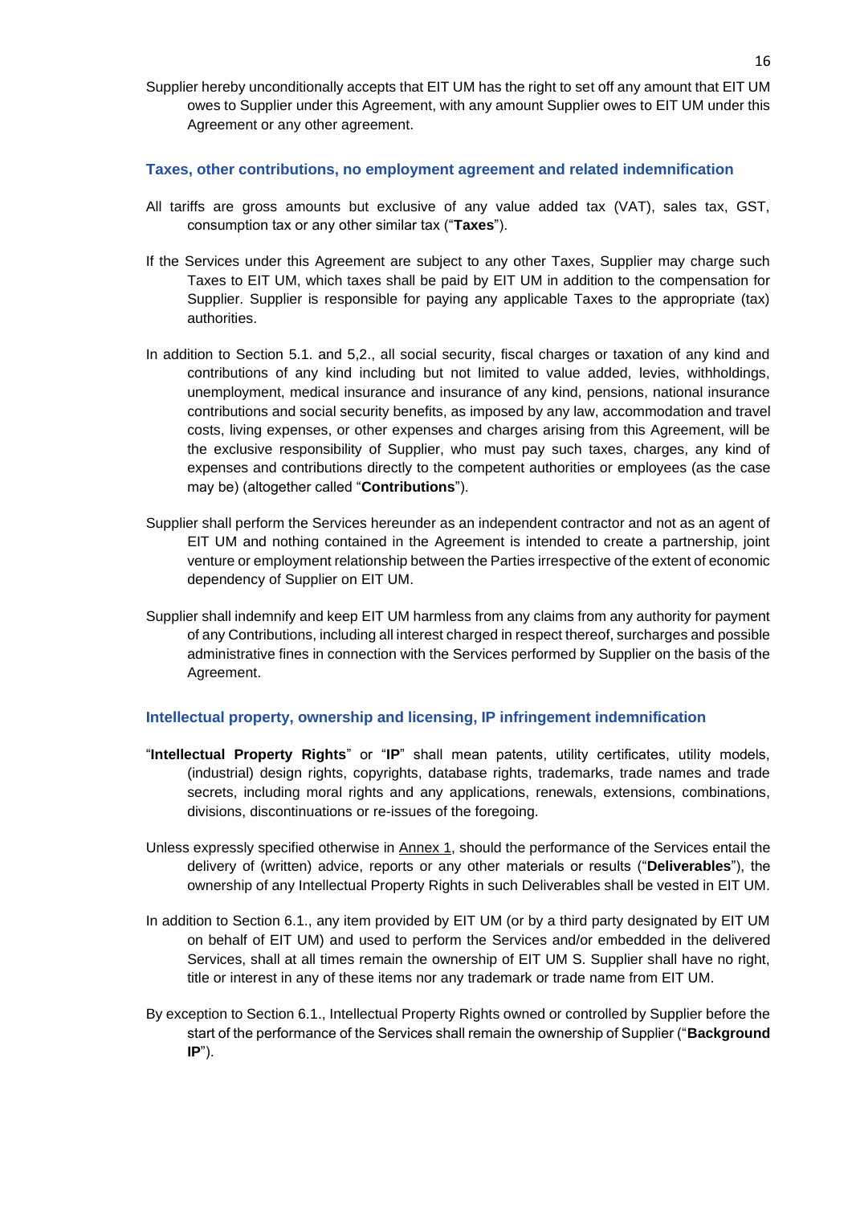Supplier hereby unconditionally accepts that EIT UM has the right to set off any amount that EIT UM owes to Supplier under this Agreement, with any amount Supplier owes to EIT UM under this Agreement or any other agreement.

## Taxes, other contributions, no employment agreement and related indemnification

All tariffs are gross amounts but exclusive of any value added tax (VAT), sales tax, GST, consumption tax or any other similar tax ("**Taxes**").

If the Services under this Agreement are subject to any other Taxes, Supplier may charge such Taxes to EIT UM, which taxes shall be paid by EIT UM in addition to the compensation for Supplier. Supplier is responsible for paying any applicable Taxes to the appropriate (tax) authorities.

In addition to Section 5.1. and 5,2., all social security, fiscal charges or taxation of any kind and contributions of any kind including but not limited to value added, levies, withholdings, unemployment, medical insurance and insurance of any kind, pensions, national insurance contributions and social security benefits, as imposed by any law, accommodation and travel costs, living expenses, or other expenses and charges arising from this Agreement, will be the exclusive responsibility of Supplier, who must pay such taxes, charges, any kind of expenses and contributions directly to the competent authorities or employees (as the case may be) (altogether called "**Contributions**").

Supplier shall perform the Services hereunder as an independent contractor and not as an agent of EIT UM and nothing contained in the Agreement is intended to create a partnership, joint venture or employment relationship between the Parties irrespective of the extent of economic dependency of Supplier on EIT UM.

Supplier shall indemnify and keep EIT UM harmless from any claims from any authority for payment of any Contributions, including all interest charged in respect thereof, surcharges and possible administrative fines in connection with the Services performed by Supplier on the basis of the Agreement.

## Intellectual property, ownership and licensing, IP infringement indemnification

"**Intellectual Property Rights**" or "**IP**" shall mean patents, utility certificates, utility models, (industrial) design rights, copyrights, database rights, trademarks, trade names and trade secrets, including moral rights and any applications, renewals, extensions, combinations, divisions, discontinuations or re-issues of the foregoing.

Unless expressly specified otherwise in Annex 1, should the performance of the Services entail the delivery of (written) advice, reports or any other materials or results ("**Deliverables**"), the ownership of any Intellectual Property Rights in such Deliverables shall be vested in EIT UM.

In addition to Section 6.1., any item provided by EIT UM (or by a third party designated by EIT UM on behalf of EIT UM) and used to perform the Services and/or embedded in the delivered Services, shall at all times remain the ownership of EIT UM S. Supplier shall have no right, title or interest in any of these items nor any trademark or trade name from EIT UM.

By exception to Section 6.1., Intellectual Property Rights owned or controlled by Supplier before the start of the performance of the Services shall remain the ownership of Supplier ("**Background IP**").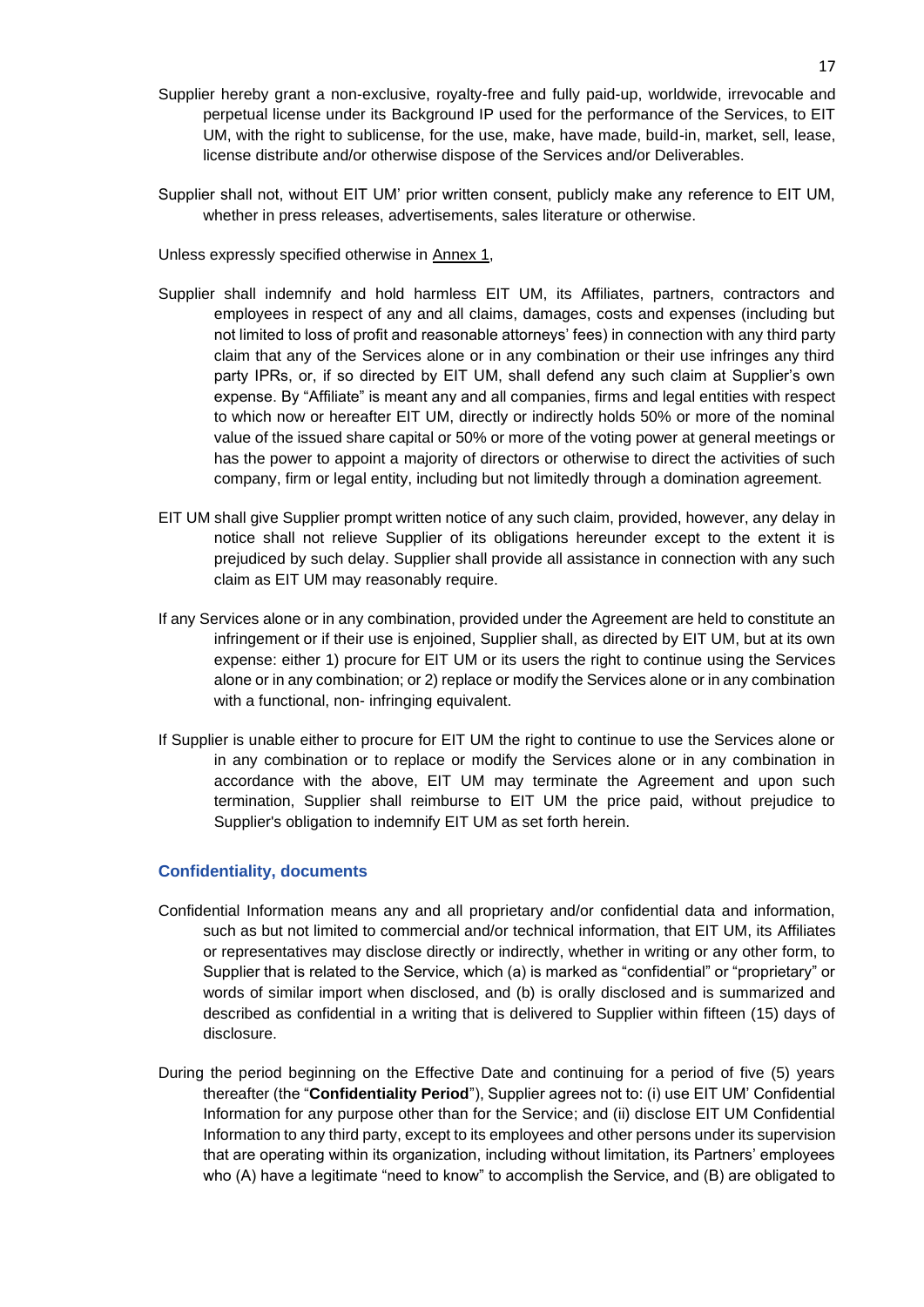Supplier hereby grant a non-exclusive, royalty-free and fully paid-up, worldwide, irrevocable and perpetual license under its Background IP used for the performance of the Services, to EIT UM, with the right to sublicense, for the use, make, have made, build-in, market, sell, lease, license distribute and/or otherwise dispose of the Services and/or Deliverables.

Supplier shall not, without EIT UM' prior written consent, publicly make any reference to EIT UM, whether in press releases, advertisements, sales literature or otherwise.

Unless expressly specified otherwise in Annex 1,

Supplier shall indemnify and hold harmless EIT UM, its Affiliates, partners, contractors and employees in respect of any and all claims, damages, costs and expenses (including but not limited to loss of profit and reasonable attorneys' fees) in connection with any third party claim that any of the Services alone or in any combination or their use infringes any third party IPRs, or, if so directed by EIT UM, shall defend any such claim at Supplier's own expense. By "Affiliate" is meant any and all companies, firms and legal entities with respect to which now or hereafter EIT UM, directly or indirectly holds 50% or more of the nominal value of the issued share capital or 50% or more of the voting power at general meetings or has the power to appoint a majority of directors or otherwise to direct the activities of such company, firm or legal entity, including but not limitedly through a domination agreement.

EIT UM shall give Supplier prompt written notice of any such claim, provided, however, any delay in notice shall not relieve Supplier of its obligations hereunder except to the extent it is prejudiced by such delay. Supplier shall provide all assistance in connection with any such claim as EIT UM may reasonably require.

If any Services alone or in any combination, provided under the Agreement are held to constitute an infringement or if their use is enjoined, Supplier shall, as directed by EIT UM, but at its own expense: either 1) procure for EIT UM or its users the right to continue using the Services alone or in any combination; or 2) replace or modify the Services alone or in any combination with a functional, non- infringing equivalent.

If Supplier is unable either to procure for EIT UM the right to continue to use the Services alone or in any combination or to replace or modify the Services alone or in any combination in accordance with the above, EIT UM may terminate the Agreement and upon such termination, Supplier shall reimburse to EIT UM the price paid, without prejudice to Supplier's obligation to indemnify EIT UM as set forth herein.

### Confidentiality, documents

Confidential Information means any and all proprietary and/or confidential data and information, such as but not limited to commercial and/or technical information, that EIT UM, its Affiliates or representatives may disclose directly or indirectly, whether in writing or any other form, to Supplier that is related to the Service, which (a) is marked as "confidential" or "proprietary" or words of similar import when disclosed, and (b) is orally disclosed and is summarized and described as confidential in a writing that is delivered to Supplier within fifteen (15) days of disclosure.

During the period beginning on the Effective Date and continuing for a period of five (5) years thereafter (the "**Confidentiality Period**"), Supplier agrees not to: (i) use EIT UM' Confidential Information for any purpose other than for the Service; and (ii) disclose EIT UM Confidential Information to any third party, except to its employees and other persons under its supervision that are operating within its organization, including without limitation, its Partners' employees who (A) have a legitimate "need to know" to accomplish the Service, and (B) are obligated to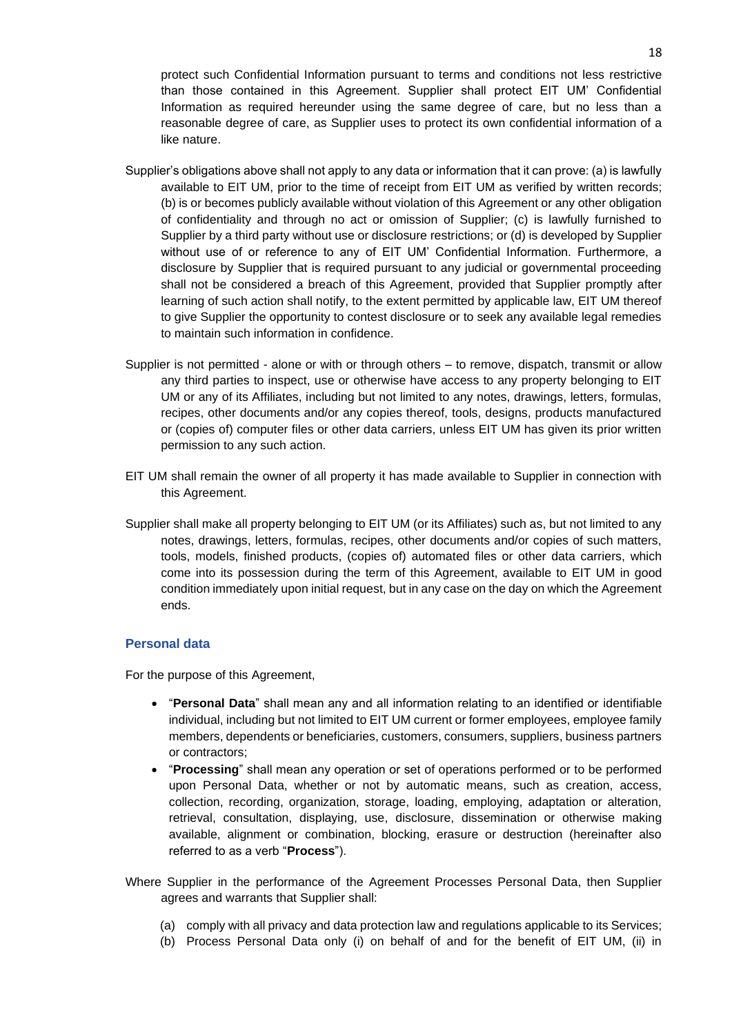protect such Confidential Information pursuant to terms and conditions not less restrictive than those contained in this Agreement. Supplier shall protect EIT UM' Confidential Information as required hereunder using the same degree of care, but no less than a reasonable degree of care, as Supplier uses to protect its own confidential information of a like nature.

Supplier's obligations above shall not apply to any data or information that it can prove: (a) is lawfully available to EIT UM, prior to the time of receipt from EIT UM as verified by written records; (b) is or becomes publicly available without violation of this Agreement or any other obligation of confidentiality and through no act or omission of Supplier; (c) is lawfully furnished to Supplier by a third party without use or disclosure restrictions; or (d) is developed by Supplier without use of or reference to any of EIT UM' Confidential Information. Furthermore, a disclosure by Supplier that is required pursuant to any judicial or governmental proceeding shall not be considered a breach of this Agreement, provided that Supplier promptly after learning of such action shall notify, to the extent permitted by applicable law, EIT UM thereof to give Supplier the opportunity to contest disclosure or to seek any available legal remedies to maintain such information in confidence.

Supplier is not permitted - alone or with or through others – to remove, dispatch, transmit or allow any third parties to inspect, use or otherwise have access to any property belonging to EIT UM or any of its Affiliates, including but not limited to any notes, drawings, letters, formulas, recipes, other documents and/or any copies thereof, tools, designs, products manufactured or (copies of) computer files or other data carriers, unless EIT UM has given its prior written permission to any such action.

EIT UM shall remain the owner of all property it has made available to Supplier in connection with this Agreement.

Supplier shall make all property belonging to EIT UM (or its Affiliates) such as, but not limited to any notes, drawings, letters, formulas, recipes, other documents and/or copies of such matters, tools, models, finished products, (copies of) automated files or other data carriers, which come into its possession during the term of this Agreement, available to EIT UM in good condition immediately upon initial request, but in any case on the day on which the Agreement ends.

### Personal data

For the purpose of this Agreement,

- "**Personal Data**" shall mean any and all information relating to an identified or identifiable individual, including but not limited to EIT UM current or former employees, employee family members, dependents or beneficiaries, customers, consumers, suppliers, business partners or contractors;
- "**Processing**" shall mean any operation or set of operations performed or to be performed upon Personal Data, whether or not by automatic means, such as creation, access, collection, recording, organization, storage, loading, employing, adaptation or alteration, retrieval, consultation, displaying, use, disclosure, dissemination or otherwise making available, alignment or combination, blocking, erasure or destruction (hereinafter also referred to as a verb "**Process**").

Where Supplier in the performance of the Agreement Processes Personal Data, then Supplier agrees and warrants that Supplier shall:

(a) comply with all privacy and data protection law and regulations applicable to its Services;
(b) Process Personal Data only (i) on behalf of and for the benefit of EIT UM, (ii) in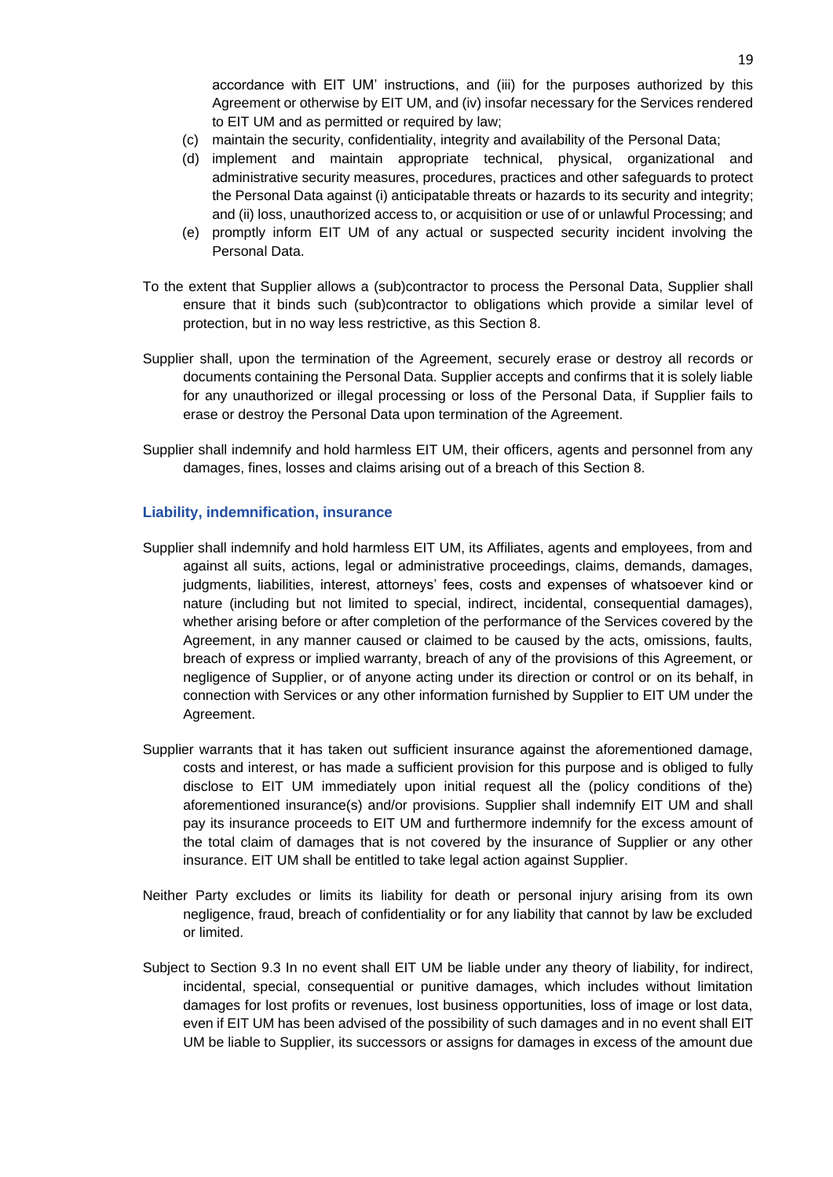accordance with EIT UM' instructions, and (iii) for the purposes authorized by this Agreement or otherwise by EIT UM, and (iv) insofar necessary for the Services rendered to EIT UM and as permitted or required by law;

(c) maintain the security, confidentiality, integrity and availability of the Personal Data;

(d) implement and maintain appropriate technical, physical, organizational and administrative security measures, procedures, practices and other safeguards to protect the Personal Data against (i) anticipatable threats or hazards to its security and integrity; and (ii) loss, unauthorized access to, or acquisition or use of or unlawful Processing; and

(e) promptly inform EIT UM of any actual or suspected security incident involving the Personal Data.

To the extent that Supplier allows a (sub)contractor to process the Personal Data, Supplier shall ensure that it binds such (sub)contractor to obligations which provide a similar level of protection, but in no way less restrictive, as this Section 8.

Supplier shall, upon the termination of the Agreement, securely erase or destroy all records or documents containing the Personal Data. Supplier accepts and confirms that it is solely liable for any unauthorized or illegal processing or loss of the Personal Data, if Supplier fails to erase or destroy the Personal Data upon termination of the Agreement.

Supplier shall indemnify and hold harmless EIT UM, their officers, agents and personnel from any damages, fines, losses and claims arising out of a breach of this Section 8.

## Liability, indemnification, insurance

Supplier shall indemnify and hold harmless EIT UM, its Affiliates, agents and employees, from and against all suits, actions, legal or administrative proceedings, claims, demands, damages, judgments, liabilities, interest, attorneys' fees, costs and expenses of whatsoever kind or nature (including but not limited to special, indirect, incidental, consequential damages), whether arising before or after completion of the performance of the Services covered by the Agreement, in any manner caused or claimed to be caused by the acts, omissions, faults, breach of express or implied warranty, breach of any of the provisions of this Agreement, or negligence of Supplier, or of anyone acting under its direction or control or on its behalf, in connection with Services or any other information furnished by Supplier to EIT UM under the Agreement.

Supplier warrants that it has taken out sufficient insurance against the aforementioned damage, costs and interest, or has made a sufficient provision for this purpose and is obliged to fully disclose to EIT UM immediately upon initial request all the (policy conditions of the) aforementioned insurance(s) and/or provisions. Supplier shall indemnify EIT UM and shall pay its insurance proceeds to EIT UM and furthermore indemnify for the excess amount of the total claim of damages that is not covered by the insurance of Supplier or any other insurance. EIT UM shall be entitled to take legal action against Supplier.

Neither Party excludes or limits its liability for death or personal injury arising from its own negligence, fraud, breach of confidentiality or for any liability that cannot by law be excluded or limited.

Subject to Section 9.3 In no event shall EIT UM be liable under any theory of liability, for indirect, incidental, special, consequential or punitive damages, which includes without limitation damages for lost profits or revenues, lost business opportunities, loss of image or lost data, even if EIT UM has been advised of the possibility of such damages and in no event shall EIT UM be liable to Supplier, its successors or assigns for damages in excess of the amount due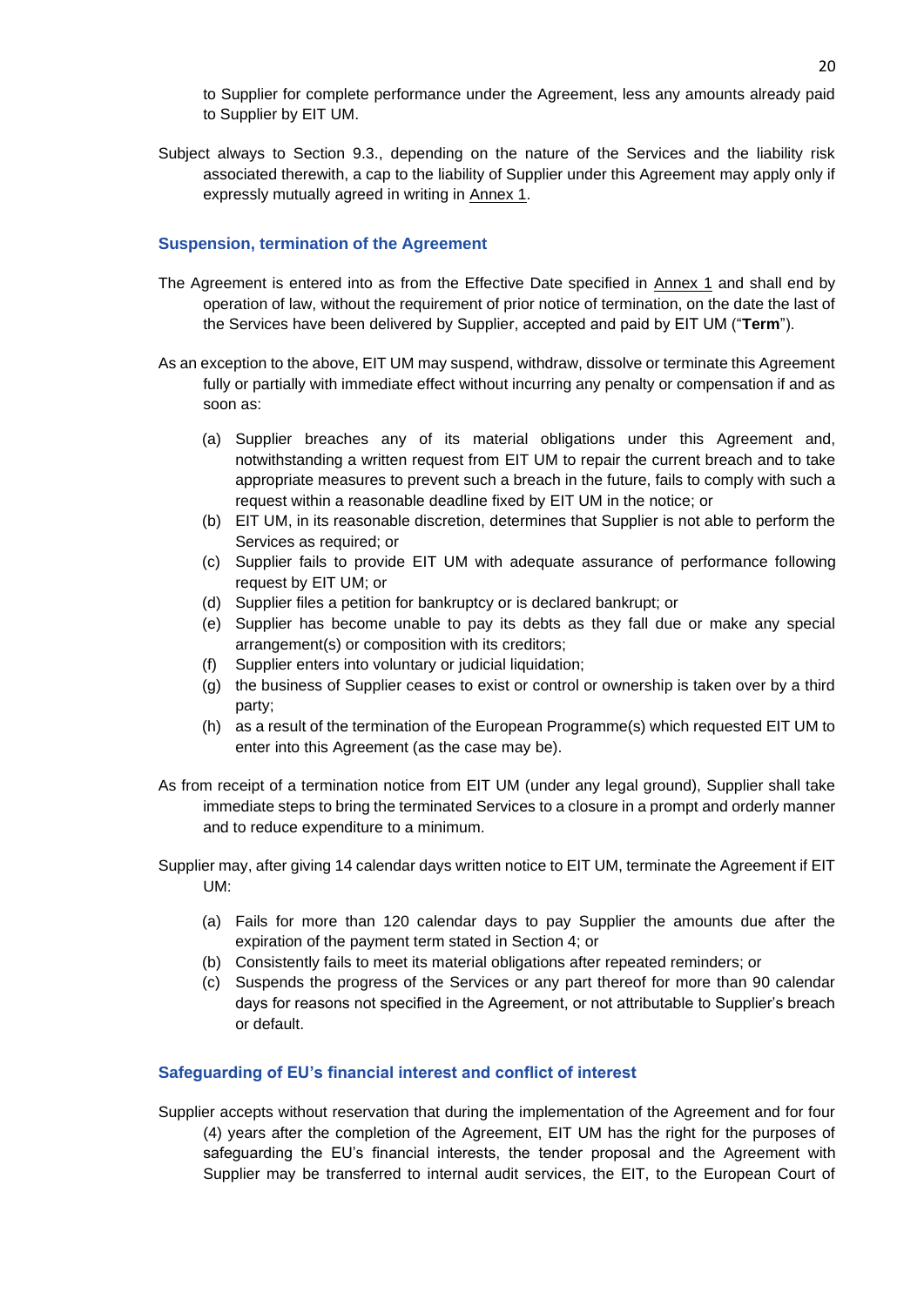to Supplier for complete performance under the Agreement, less any amounts already paid to Supplier by EIT UM.

Subject always to Section 9.3., depending on the nature of the Services and the liability risk associated therewith, a cap to the liability of Supplier under this Agreement may apply only if expressly mutually agreed in writing in Annex 1.

### Suspension, termination of the Agreement

The Agreement is entered into as from the Effective Date specified in Annex 1 and shall end by operation of law, without the requirement of prior notice of termination, on the date the last of the Services have been delivered by Supplier, accepted and paid by EIT UM ("**Term**").

As an exception to the above, EIT UM may suspend, withdraw, dissolve or terminate this Agreement fully or partially with immediate effect without incurring any penalty or compensation if and as soon as:

(a) Supplier breaches any of its material obligations under this Agreement and, notwithstanding a written request from EIT UM to repair the current breach and to take appropriate measures to prevent such a breach in the future, fails to comply with such a request within a reasonable deadline fixed by EIT UM in the notice; or
(b) EIT UM, in its reasonable discretion, determines that Supplier is not able to perform the Services as required; or
(c) Supplier fails to provide EIT UM with adequate assurance of performance following request by EIT UM; or
(d) Supplier files a petition for bankruptcy or is declared bankrupt; or
(e) Supplier has become unable to pay its debts as they fall due or make any special arrangement(s) or composition with its creditors;
(f) Supplier enters into voluntary or judicial liquidation;
(g) the business of Supplier ceases to exist or control or ownership is taken over by a third party;
(h) as a result of the termination of the European Programme(s) which requested EIT UM to enter into this Agreement (as the case may be).

As from receipt of a termination notice from EIT UM (under any legal ground), Supplier shall take immediate steps to bring the terminated Services to a closure in a prompt and orderly manner and to reduce expenditure to a minimum.

Supplier may, after giving 14 calendar days written notice to EIT UM, terminate the Agreement if EIT UM:

(a) Fails for more than 120 calendar days to pay Supplier the amounts due after the expiration of the payment term stated in Section 4; or
(b) Consistently fails to meet its material obligations after repeated reminders; or
(c) Suspends the progress of the Services or any part thereof for more than 90 calendar days for reasons not specified in the Agreement, or not attributable to Supplier's breach or default.

### Safeguarding of EU's financial interest and conflict of interest

Supplier accepts without reservation that during the implementation of the Agreement and for four (4) years after the completion of the Agreement, EIT UM has the right for the purposes of safeguarding the EU's financial interests, the tender proposal and the Agreement with Supplier may be transferred to internal audit services, the EIT, to the European Court of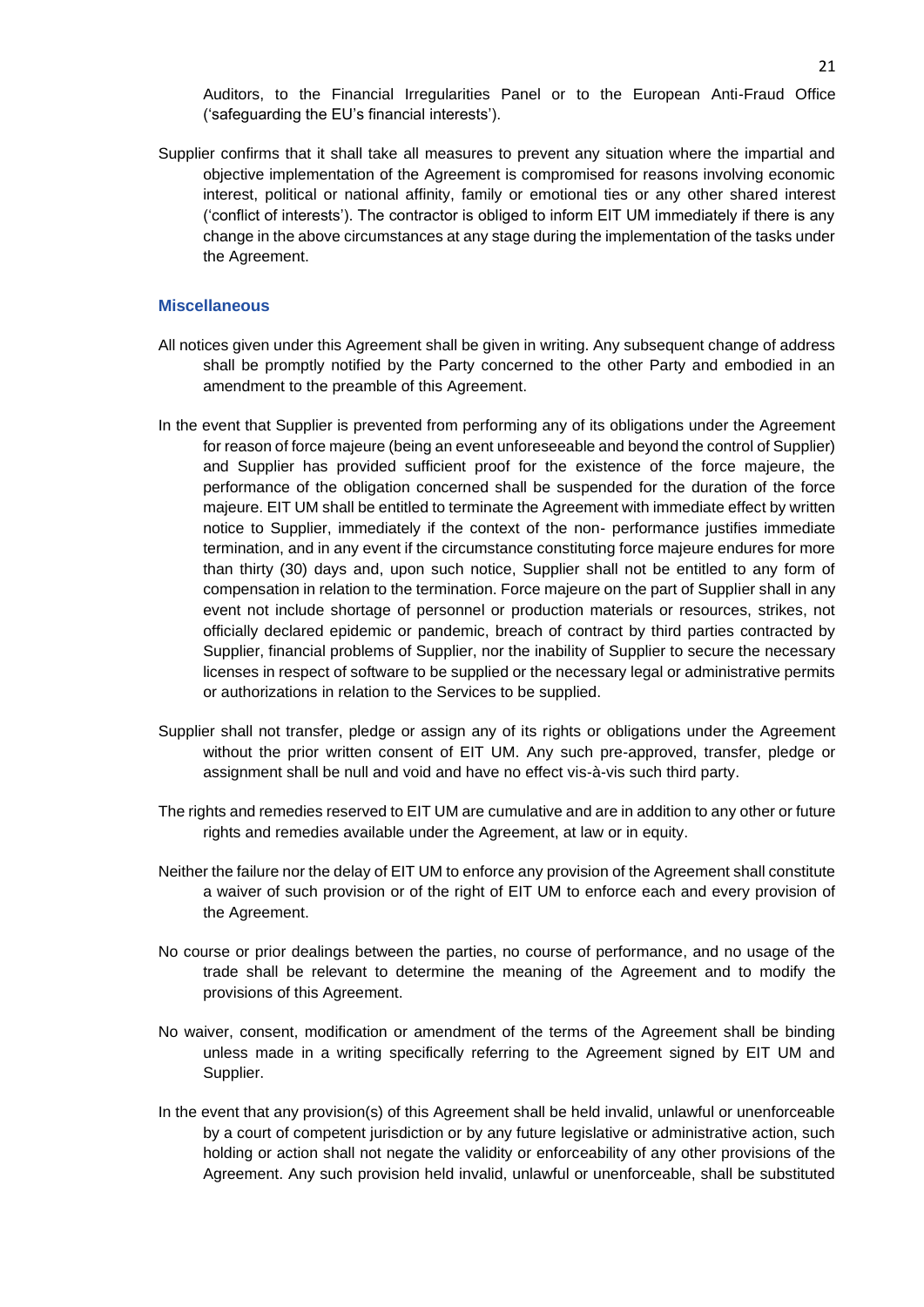Auditors, to the Financial Irregularities Panel or to the European Anti-Fraud Office ('safeguarding the EU's financial interests').

Supplier confirms that it shall take all measures to prevent any situation where the impartial and objective implementation of the Agreement is compromised for reasons involving economic interest, political or national affinity, family or emotional ties or any other shared interest ('conflict of interests'). The contractor is obliged to inform EIT UM immediately if there is any change in the above circumstances at any stage during the implementation of the tasks under the Agreement.

### Miscellaneous

All notices given under this Agreement shall be given in writing. Any subsequent change of address shall be promptly notified by the Party concerned to the other Party and embodied in an amendment to the preamble of this Agreement.

In the event that Supplier is prevented from performing any of its obligations under the Agreement for reason of force majeure (being an event unforeseeable and beyond the control of Supplier) and Supplier has provided sufficient proof for the existence of the force majeure, the performance of the obligation concerned shall be suspended for the duration of the force majeure. EIT UM shall be entitled to terminate the Agreement with immediate effect by written notice to Supplier, immediately if the context of the non- performance justifies immediate termination, and in any event if the circumstance constituting force majeure endures for more than thirty (30) days and, upon such notice, Supplier shall not be entitled to any form of compensation in relation to the termination. Force majeure on the part of Supplier shall in any event not include shortage of personnel or production materials or resources, strikes, not officially declared epidemic or pandemic, breach of contract by third parties contracted by Supplier, financial problems of Supplier, nor the inability of Supplier to secure the necessary licenses in respect of software to be supplied or the necessary legal or administrative permits or authorizations in relation to the Services to be supplied.

Supplier shall not transfer, pledge or assign any of its rights or obligations under the Agreement without the prior written consent of EIT UM. Any such pre-approved, transfer, pledge or assignment shall be null and void and have no effect vis-à-vis such third party.

The rights and remedies reserved to EIT UM are cumulative and are in addition to any other or future rights and remedies available under the Agreement, at law or in equity.

Neither the failure nor the delay of EIT UM to enforce any provision of the Agreement shall constitute a waiver of such provision or of the right of EIT UM to enforce each and every provision of the Agreement.

No course or prior dealings between the parties, no course of performance, and no usage of the trade shall be relevant to determine the meaning of the Agreement and to modify the provisions of this Agreement.

No waiver, consent, modification or amendment of the terms of the Agreement shall be binding unless made in a writing specifically referring to the Agreement signed by EIT UM and Supplier.

In the event that any provision(s) of this Agreement shall be held invalid, unlawful or unenforceable by a court of competent jurisdiction or by any future legislative or administrative action, such holding or action shall not negate the validity or enforceability of any other provisions of the Agreement. Any such provision held invalid, unlawful or unenforceable, shall be substituted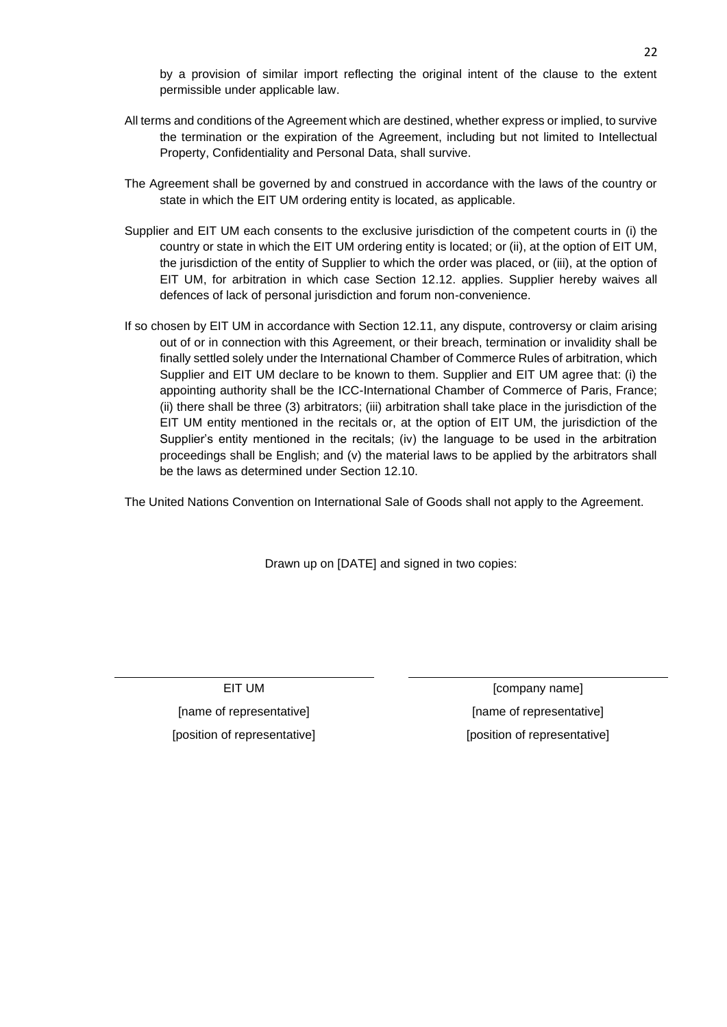by a provision of similar import reflecting the original intent of the clause to the extent permissible under applicable law.

All terms and conditions of the Agreement which are destined, whether express or implied, to survive the termination or the expiration of the Agreement, including but not limited to Intellectual Property, Confidentiality and Personal Data, shall survive.

The Agreement shall be governed by and construed in accordance with the laws of the country or state in which the EIT UM ordering entity is located, as applicable.

Supplier and EIT UM each consents to the exclusive jurisdiction of the competent courts in (i) the country or state in which the EIT UM ordering entity is located; or (ii), at the option of EIT UM, the jurisdiction of the entity of Supplier to which the order was placed, or (iii), at the option of EIT UM, for arbitration in which case Section 12.12. applies. Supplier hereby waives all defences of lack of personal jurisdiction and forum non-convenience.

If so chosen by EIT UM in accordance with Section 12.11, any dispute, controversy or claim arising out of or in connection with this Agreement, or their breach, termination or invalidity shall be finally settled solely under the International Chamber of Commerce Rules of arbitration, which Supplier and EIT UM declare to be known to them. Supplier and EIT UM agree that: (i) the appointing authority shall be the ICC-International Chamber of Commerce of Paris, France; (ii) there shall be three (3) arbitrators; (iii) arbitration shall take place in the jurisdiction of the EIT UM entity mentioned in the recitals or, at the option of EIT UM, the jurisdiction of the Supplier's entity mentioned in the recitals; (iv) the language to be used in the arbitration proceedings shall be English; and (v) the material laws to be applied by the arbitrators shall be the laws as determined under Section 12.10.

The United Nations Convention on International Sale of Goods shall not apply to the Agreement.

Drawn up on [DATE] and signed in two copies:

| EIT UM | [company name] |
|---|---|
| [name of representative] | [name of representative] |
| [position of representative] | [position of representative] |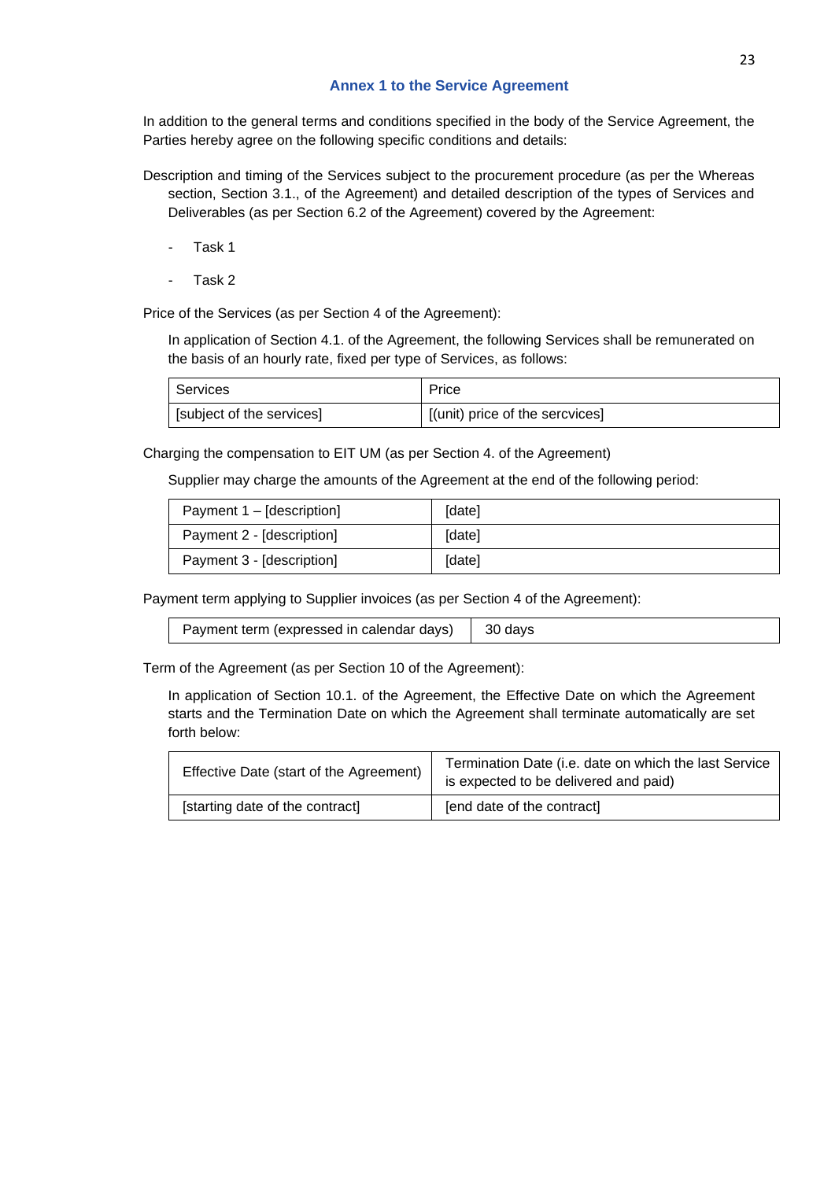## Annex 1 to the Service Agreement

In addition to the general terms and conditions specified in the body of the Service Agreement, the Parties hereby agree on the following specific conditions and details:

Description and timing of the Services subject to the procurement procedure (as per the Whereas section, Section 3.1., of the Agreement) and detailed description of the types of Services and Deliverables (as per Section 6.2 of the Agreement) covered by the Agreement:

- Task 1
- Task 2

Price of the Services (as per Section 4 of the Agreement):

In application of Section 4.1. of the Agreement, the following Services shall be remunerated on the basis of an hourly rate, fixed per type of Services, as follows:

| Services | Price |
|---|---|
| [subject of the services] | [(unit) price of the sercvices] |

Charging the compensation to EIT UM (as per Section 4. of the Agreement)

Supplier may charge the amounts of the Agreement at the end of the following period:

| | |
|---|---|
| Payment 1 – [description] | [date] |
| Payment 2 - [description] | [date] |
| Payment 3 - [description] | [date] |

Payment term applying to Supplier invoices (as per Section 4 of the Agreement):

| | |
|---|---|
| Payment term (expressed in calendar days) | 30 days |

Term of the Agreement (as per Section 10 of the Agreement):

In application of Section 10.1. of the Agreement, the Effective Date on which the Agreement starts and the Termination Date on which the Agreement shall terminate automatically are set forth below:

| Effective Date (start of the Agreement) | Termination Date (i.e. date on which the last Service is expected to be delivered and paid) |
|---|---|
| [starting date of the contract] | [end date of the contract] |